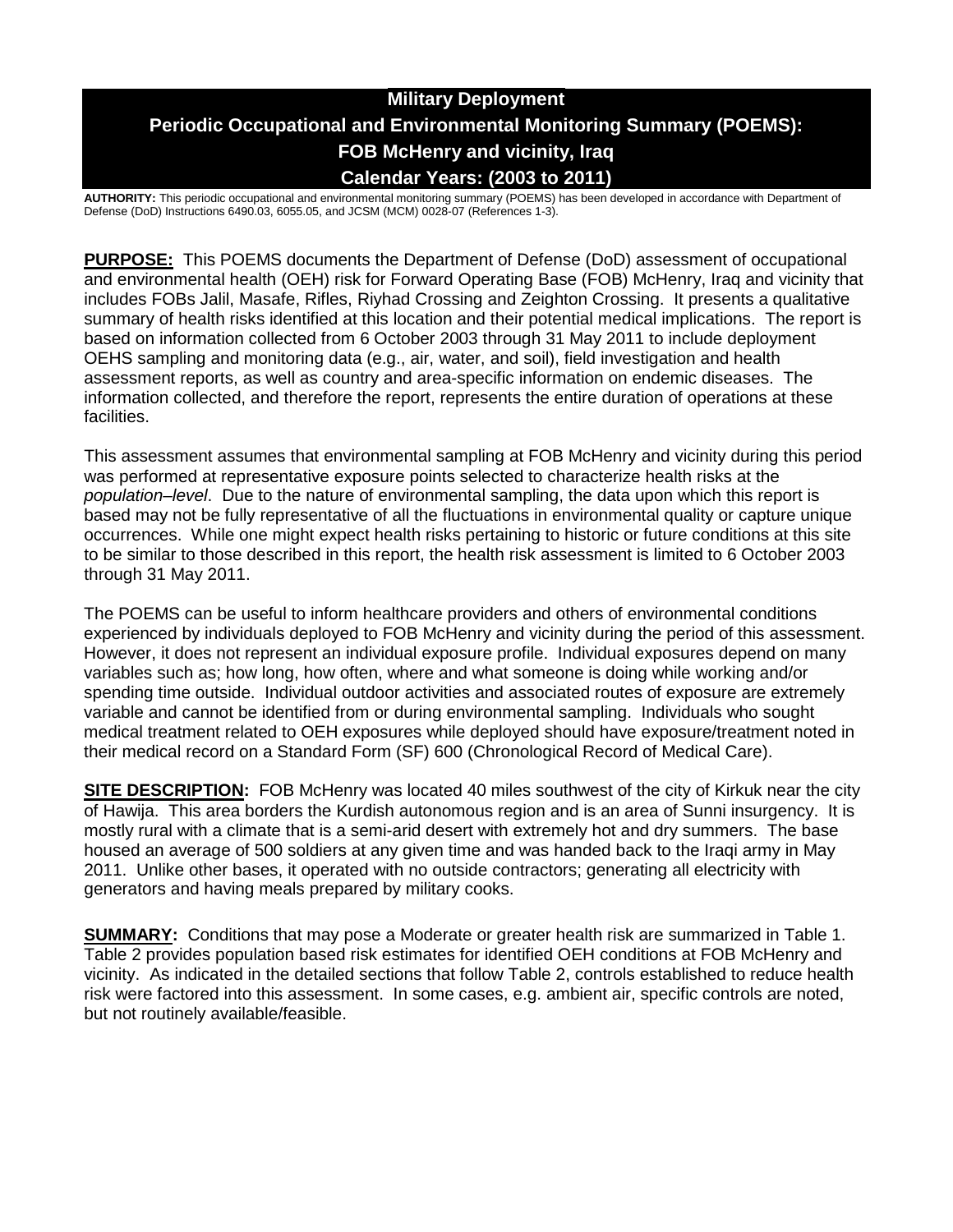# Military Deployment
# Periodic Occupational and Environmental Monitoring Summary (POEMS): FOB McHenry and vicinity, Iraq
# Calendar Years: (2003 to 2011)

**AUTHORITY:** This periodic occupational and environmental monitoring summary (POEMS) has been developed in accordance with Department of Defense (DoD) Instructions 6490.03, 6055.05, and JCSM (MCM) 0028-07 (References 1-3).

**PURPOSE:** This POEMS documents the Department of Defense (DoD) assessment of occupational and environmental health (OEH) risk for Forward Operating Base (FOB) McHenry, Iraq and vicinity that includes FOBs Jalil, Masafe, Rifles, Riyhad Crossing and Zeighton Crossing. It presents a qualitative summary of health risks identified at this location and their potential medical implications. The report is based on information collected from 6 October 2003 through 31 May 2011 to include deployment OEHS sampling and monitoring data (e.g., air, water, and soil), field investigation and health assessment reports, as well as country and area-specific information on endemic diseases. The information collected, and therefore the report, represents the entire duration of operations at these facilities.

This assessment assumes that environmental sampling at FOB McHenry and vicinity during this period was performed at representative exposure points selected to characterize health risks at the *population–level*. Due to the nature of environmental sampling, the data upon which this report is based may not be fully representative of all the fluctuations in environmental quality or capture unique occurrences. While one might expect health risks pertaining to historic or future conditions at this site to be similar to those described in this report, the health risk assessment is limited to 6 October 2003 through 31 May 2011.

The POEMS can be useful to inform healthcare providers and others of environmental conditions experienced by individuals deployed to FOB McHenry and vicinity during the period of this assessment. However, it does not represent an individual exposure profile. Individual exposures depend on many variables such as; how long, how often, where and what someone is doing while working and/or spending time outside. Individual outdoor activities and associated routes of exposure are extremely variable and cannot be identified from or during environmental sampling. Individuals who sought medical treatment related to OEH exposures while deployed should have exposure/treatment noted in their medical record on a Standard Form (SF) 600 (Chronological Record of Medical Care).

**SITE DESCRIPTION:** FOB McHenry was located 40 miles southwest of the city of Kirkuk near the city of Hawija. This area borders the Kurdish autonomous region and is an area of Sunni insurgency. It is mostly rural with a climate that is a semi-arid desert with extremely hot and dry summers. The base housed an average of 500 soldiers at any given time and was handed back to the Iraqi army in May 2011. Unlike other bases, it operated with no outside contractors; generating all electricity with generators and having meals prepared by military cooks.

**SUMMARY:** Conditions that may pose a Moderate or greater health risk are summarized in Table 1. Table 2 provides population based risk estimates for identified OEH conditions at FOB McHenry and vicinity. As indicated in the detailed sections that follow Table 2, controls established to reduce health risk were factored into this assessment. In some cases, e.g. ambient air, specific controls are noted, but not routinely available/feasible.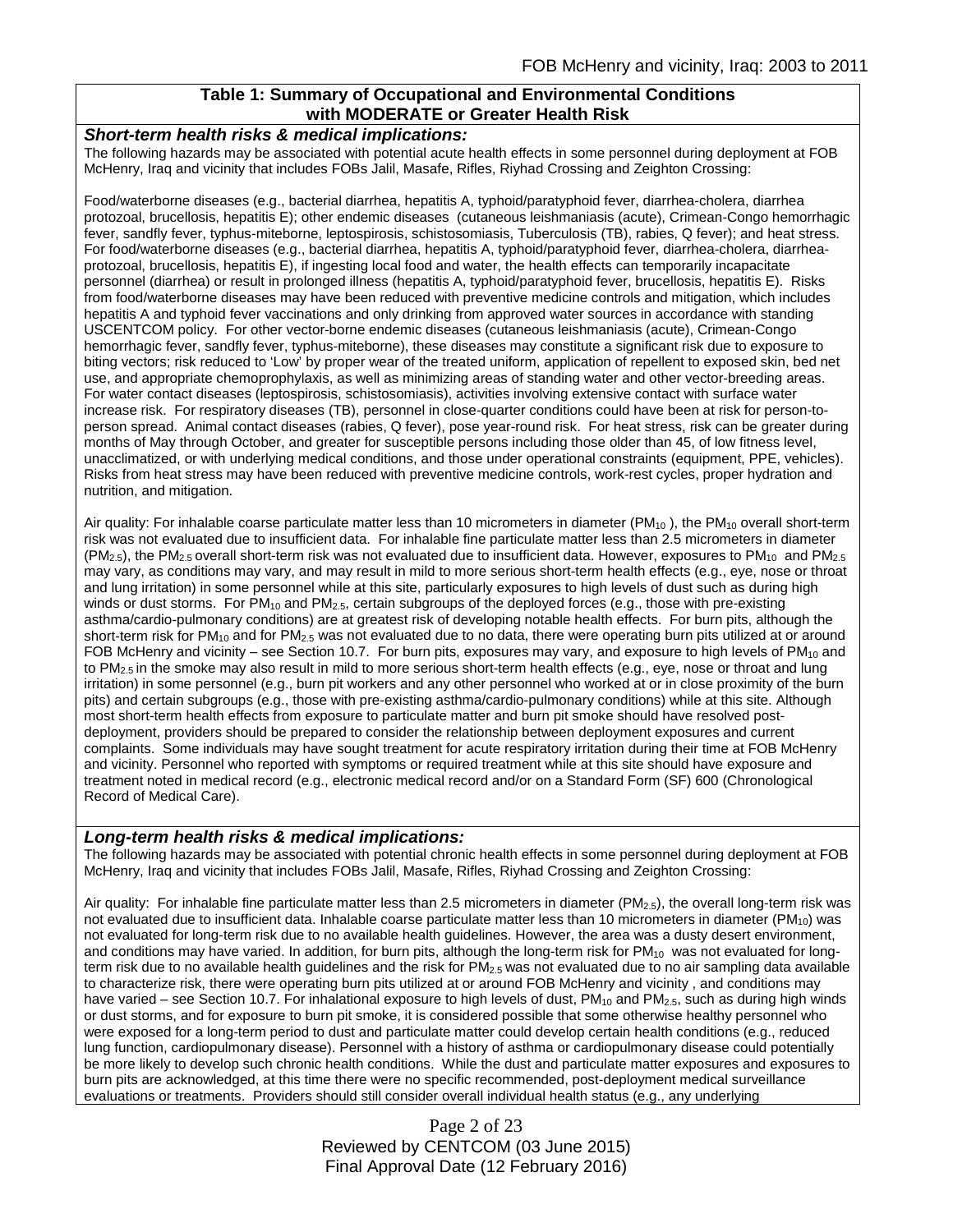**Table 1: Summary of Occupational and Environmental Conditions with MODERATE or Greater Health Risk**

***Short-term health risks & medical implications:***

The following hazards may be associated with potential acute health effects in some personnel during deployment at FOB McHenry, Iraq and vicinity that includes FOBs Jalil, Masafe, Rifles, Riyhad Crossing and Zeighton Crossing:

Food/waterborne diseases (e.g., bacterial diarrhea, hepatitis A, typhoid/paratyphoid fever, diarrhea-cholera, diarrhea protozoal, brucellosis, hepatitis E); other endemic diseases (cutaneous leishmaniasis (acute), Crimean-Congo hemorrhagic fever, sandfly fever, typhus-miteborne, leptospirosis, schistosomiasis, Tuberculosis (TB), rabies, Q fever); and heat stress. For food/waterborne diseases (e.g., bacterial diarrhea, hepatitis A, typhoid/paratyphoid fever, diarrhea-cholera, diarrhea-protozoal, brucellosis, hepatitis E), if ingesting local food and water, the health effects can temporarily incapacitate personnel (diarrhea) or result in prolonged illness (hepatitis A, typhoid/paratyphoid fever, brucellosis, hepatitis E). Risks from food/waterborne diseases may have been reduced with preventive medicine controls and mitigation, which includes hepatitis A and typhoid fever vaccinations and only drinking from approved water sources in accordance with standing USCENTCOM policy. For other vector-borne endemic diseases (cutaneous leishmaniasis (acute), Crimean-Congo hemorrhagic fever, sandfly fever, typhus-miteborne), these diseases may constitute a significant risk due to exposure to biting vectors; risk reduced to 'Low' by proper wear of the treated uniform, application of repellent to exposed skin, bed net use, and appropriate chemoprophylaxis, as well as minimizing areas of standing water and other vector-breeding areas. For water contact diseases (leptospirosis, schistosomiasis), activities involving extensive contact with surface water increase risk. For respiratory diseases (TB), personnel in close-quarter conditions could have been at risk for person-to-person spread. Animal contact diseases (rabies, Q fever), pose year-round risk. For heat stress, risk can be greater during months of May through October, and greater for susceptible persons including those older than 45, of low fitness level, unacclimatized, or with underlying medical conditions, and those under operational constraints (equipment, PPE, vehicles). Risks from heat stress may have been reduced with preventive medicine controls, work-rest cycles, proper hydration and nutrition, and mitigation.

Air quality: For inhalable coarse particulate matter less than 10 micrometers in diameter ($PM_{10}$ ), the $PM_{10}$ overall short-term risk was not evaluated due to insufficient data. For inhalable fine particulate matter less than 2.5 micrometers in diameter ($PM_{2.5}$), the $PM_{2.5}$ overall short-term risk was not evaluated due to insufficient data. However, exposures to $PM_{10}$ and $PM_{2.5}$ may vary, as conditions may vary, and may result in mild to more serious short-term health effects (e.g., eye, nose or throat and lung irritation) in some personnel while at this site, particularly exposures to high levels of dust such as during high winds or dust storms. For $PM_{10}$ and $PM_{2.5}$, certain subgroups of the deployed forces (e.g., those with pre-existing asthma/cardio-pulmonary conditions) are at greatest risk of developing notable health effects. For burn pits, although the short-term risk for $PM_{10}$ and for $PM_{2.5}$ was not evaluated due to no data, there were operating burn pits utilized at or around FOB McHenry and vicinity – see Section 10.7. For burn pits, exposures may vary, and exposure to high levels of $PM_{10}$ and to $PM_{2.5}$ in the smoke may also result in mild to more serious short-term health effects (e.g., eye, nose or throat and lung irritation) in some personnel (e.g., burn pit workers and any other personnel who worked at or in close proximity of the burn pits) and certain subgroups (e.g., those with pre-existing asthma/cardio-pulmonary conditions) while at this site. Although most short-term health effects from exposure to particulate matter and burn pit smoke should have resolved post-deployment, providers should be prepared to consider the relationship between deployment exposures and current complaints. Some individuals may have sought treatment for acute respiratory irritation during their time at FOB McHenry and vicinity. Personnel who reported with symptoms or required treatment while at this site should have exposure and treatment noted in medical record (e.g., electronic medical record and/or on a Standard Form (SF) 600 (Chronological Record of Medical Care).

***Long-term health risks & medical implications:***

The following hazards may be associated with potential chronic health effects in some personnel during deployment at FOB McHenry, Iraq and vicinity that includes FOBs Jalil, Masafe, Rifles, Riyhad Crossing and Zeighton Crossing:

Air quality: For inhalable fine particulate matter less than 2.5 micrometers in diameter ($PM_{2.5}$), the overall long-term risk was not evaluated due to insufficient data. Inhalable coarse particulate matter less than 10 micrometers in diameter ($PM_{10}$) was not evaluated for long-term risk due to no available health guidelines. However, the area was a dusty desert environment, and conditions may have varied. In addition, for burn pits, although the long-term risk for $PM_{10}$ was not evaluated for long-term risk due to no available health guidelines and the risk for $PM_{2.5}$ was not evaluated due to no air sampling data available to characterize risk, there were operating burn pits utilized at or around FOB McHenry and vicinity , and conditions may have varied – see Section 10.7. For inhalational exposure to high levels of dust, $PM_{10}$ and $PM_{2.5}$, such as during high winds or dust storms, and for exposure to burn pit smoke, it is considered possible that some otherwise healthy personnel who were exposed for a long-term period to dust and particulate matter could develop certain health conditions (e.g., reduced lung function, cardiopulmonary disease). Personnel with a history of asthma or cardiopulmonary disease could potentially be more likely to develop such chronic health conditions. While the dust and particulate matter exposures and exposures to burn pits are acknowledged, at this time there were no specific recommended, post-deployment medical surveillance evaluations or treatments. Providers should still consider overall individual health status (e.g., any underlying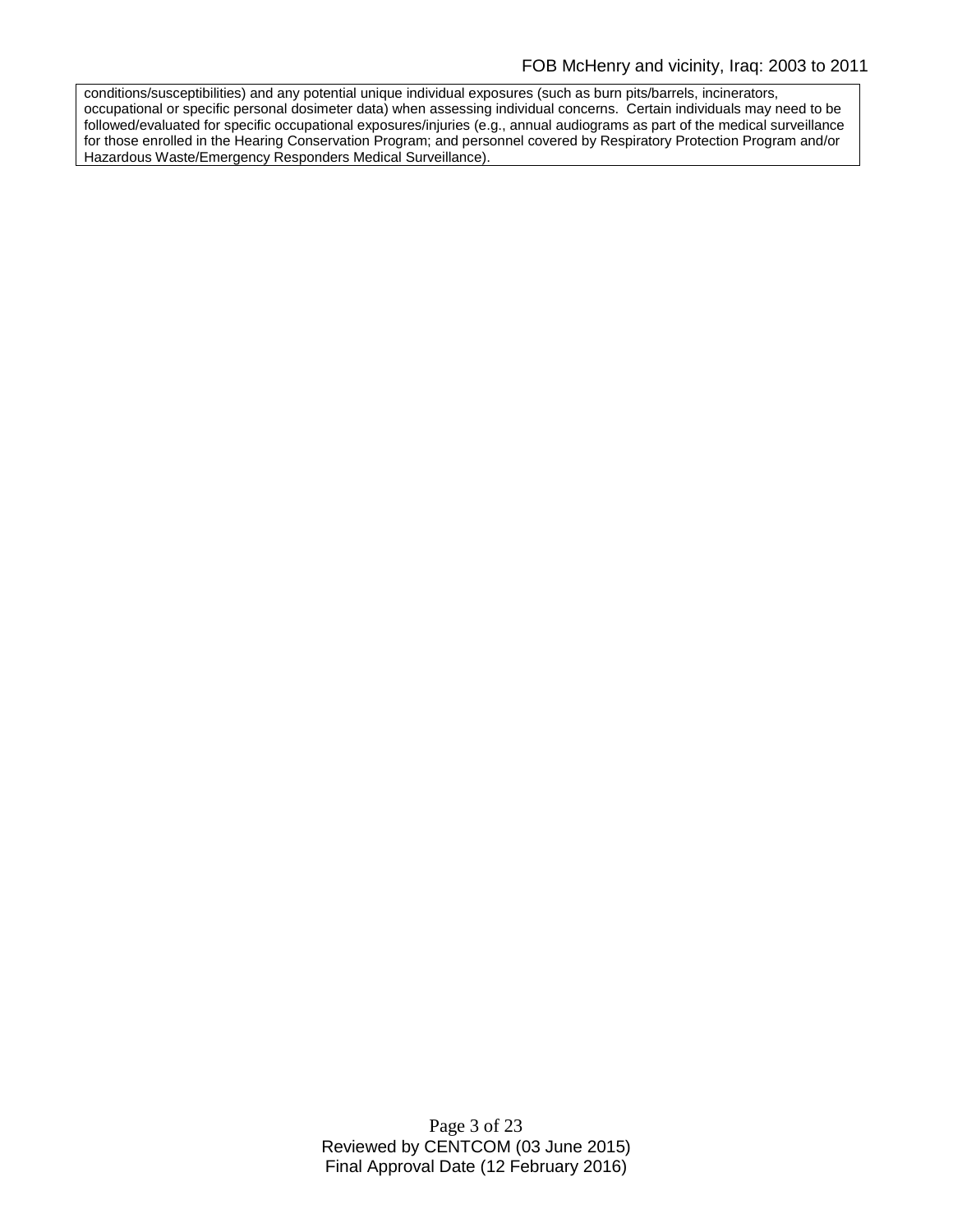conditions/susceptibilities) and any potential unique individual exposures (such as burn pits/barrels, incinerators, occupational or specific personal dosimeter data) when assessing individual concerns. Certain individuals may need to be followed/evaluated for specific occupational exposures/injuries (e.g., annual audiograms as part of the medical surveillance for those enrolled in the Hearing Conservation Program; and personnel covered by Respiratory Protection Program and/or Hazardous Waste/Emergency Responders Medical Surveillance).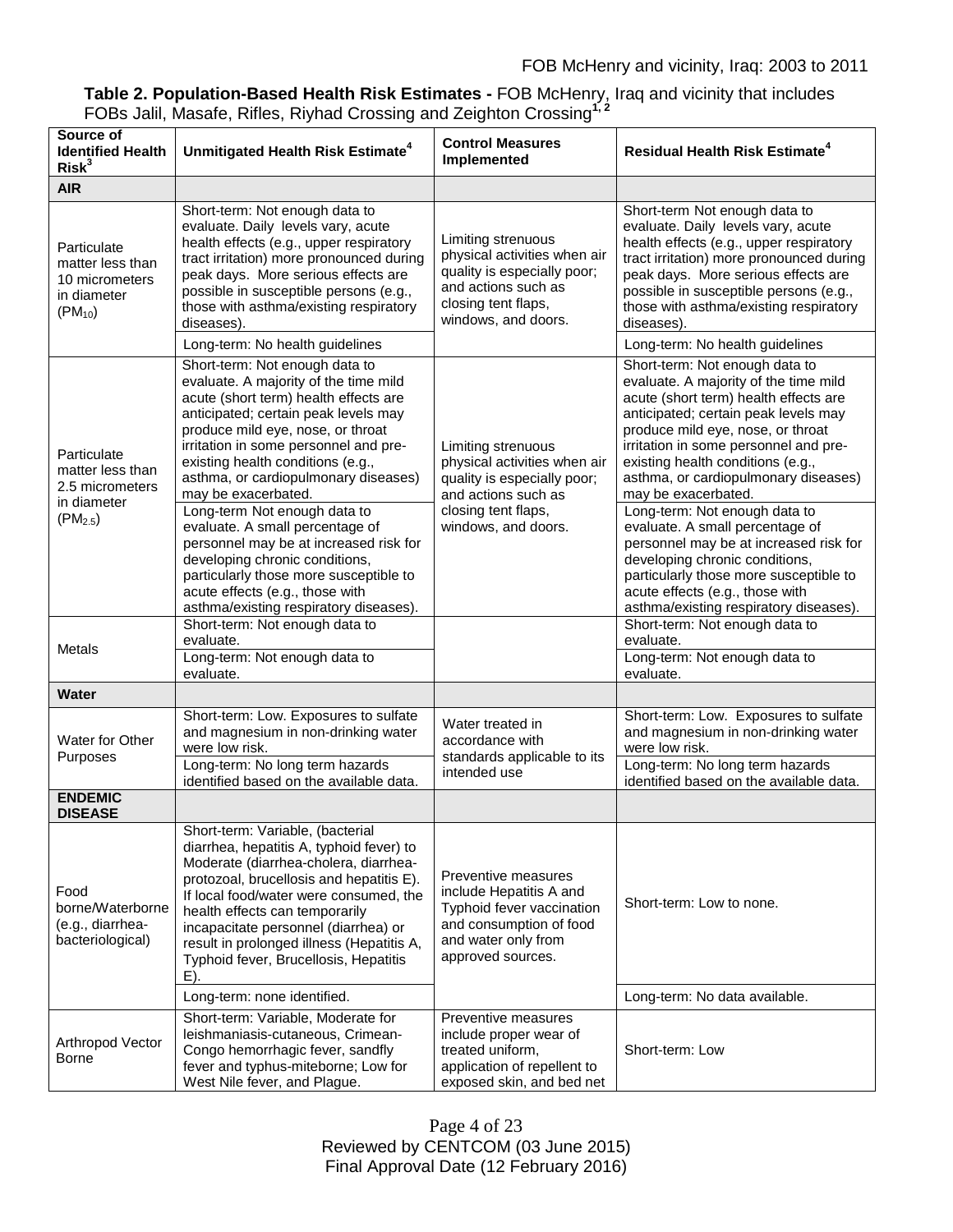**Table 2. Population-Based Health Risk Estimates -** FOB McHenry, Iraq and vicinity that includes FOBs Jalil, Masafe, Rifles, Riyhad Crossing and Zeighton Crossing[1, 2]

| Source of Identified Health Risk[3] | Unmitigated Health Risk Estimate[4] | Control Measures Implemented | Residual Health Risk Estimate[4] |
|---|---|---|---|
| **AIR** | | | |
| Particulate matter less than 10 micrometers in diameter ($PM_{10}$) | Short-term: Not enough data to evaluate. Daily levels vary, acute health effects (e.g., upper respiratory tract irritation) more pronounced during peak days. More serious effects are possible in susceptible persons (e.g., those with asthma/existing respiratory diseases). | Limiting strenuous physical activities when air quality is especially poor; and actions such as closing tent flaps, windows, and doors. | Short-term Not enough data to evaluate. Daily levels vary, acute health effects (e.g., upper respiratory tract irritation) more pronounced during peak days. More serious effects are possible in susceptible persons (e.g., those with asthma/existing respiratory diseases). |
| | Long-term: No health guidelines | | Long-term: No health guidelines |
| Particulate matter less than 2.5 micrometers in diameter ($PM_{2.5}$) | Short-term: Not enough data to evaluate. A majority of the time mild acute (short term) health effects are anticipated; certain peak levels may produce mild eye, nose, or throat irritation in some personnel and pre-existing health conditions (e.g., asthma, or cardiopulmonary diseases) may be exacerbated. | Limiting strenuous physical activities when air quality is especially poor; and actions such as closing tent flaps, windows, and doors. | Short-term: Not enough data to evaluate. A majority of the time mild acute (short term) health effects are anticipated; certain peak levels may produce mild eye, nose, or throat irritation in some personnel and pre-existing health conditions (e.g., asthma, or cardiopulmonary diseases) may be exacerbated. |
| | Long-term Not enough data to evaluate. A small percentage of personnel may be at increased risk for developing chronic conditions, particularly those more susceptible to acute effects (e.g., those with asthma/existing respiratory diseases). | | Long-term: Not enough data to evaluate. A small percentage of personnel may be at increased risk for developing chronic conditions, particularly those more susceptible to acute effects (e.g., those with asthma/existing respiratory diseases). |
| Metals | Short-term: Not enough data to evaluate. | | Short-term: Not enough data to evaluate. |
| | Long-term: Not enough data to evaluate. | | Long-term: Not enough data to evaluate. |
| **Water** | | | |
| Water for Other Purposes | Short-term: Low. Exposures to sulfate and magnesium in non-drinking water were low risk. | Water treated in accordance with standards applicable to its intended use | Short-term: Low. Exposures to sulfate and magnesium in non-drinking water were low risk. |
| | Long-term: No long term hazards identified based on the available data. | | Long-term: No long term hazards identified based on the available data. |
| **ENDEMIC DISEASE** | | | |
| Food borne/Waterborne (e.g., diarrhea-bacteriological) | Short-term: Variable, (bacterial diarrhea, hepatitis A, typhoid fever) to Moderate (diarrhea-cholera, diarrhea-protozoal, brucellosis and hepatitis E). If local food/water were consumed, the health effects can temporarily incapacitate personnel (diarrhea) or result in prolonged illness (Hepatitis A, Typhoid fever, Brucellosis, Hepatitis E). | Preventive measures include Hepatitis A and Typhoid fever vaccination and consumption of food and water only from approved sources. | Short-term: Low to none. |
| | Long-term: none identified. | | Long-term: No data available. |
| Arthropod Vector Borne | Short-term: Variable, Moderate for leishmaniasis-cutaneous, Crimean-Congo hemorrhagic fever, sandfly fever and typhus-miteborne; Low for West Nile fever, and Plague. | Preventive measures include proper wear of treated uniform, application of repellent to exposed skin, and bed net | Short-term: Low |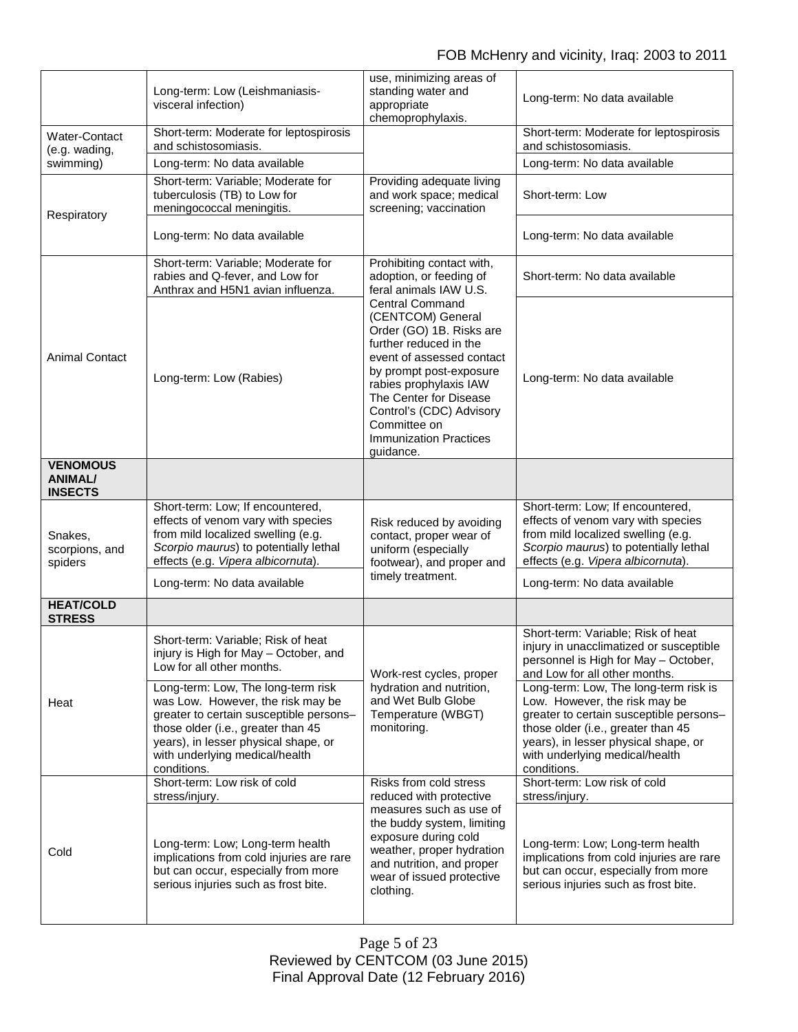| | | | |
|---|---|---|---|
| | Long-term: Low (Leishmaniasis-visceral infection) | use, minimizing areas of standing water and appropriate chemoprophylaxis. | Long-term: No data available |
| Water-Contact (e.g. wading, swimming) | Short-term: Moderate for leptospirosis and schistosomiasis. | | Short-term: Moderate for leptospirosis and schistosomiasis. |
| | Long-term: No data available | | Long-term: No data available |
| Respiratory | Short-term: Variable; Moderate for tuberculosis (TB) to Low for meningococcal meningitis. | Providing adequate living and work space; medical screening; vaccination | Short-term: Low |
| | Long-term: No data available | | Long-term: No data available |
| Animal Contact | Short-term: Variable; Moderate for rabies and Q-fever, and Low for Anthrax and H5N1 avian influenza. | Prohibiting contact with, adoption, or feeding of feral animals IAW U.S. Central Command (CENTCOM) General Order (GO) 1B. Risks are further reduced in the event of assessed contact by prompt post-exposure rabies prophylaxis IAW The Center for Disease Control's (CDC) Advisory Committee on Immunization Practices guidance. | Short-term: No data available |
| | Long-term: Low (Rabies) | | Long-term: No data available |
| **VENOMOUS ANIMAL/ INSECTS** | | | |
| Snakes, scorpions, and spiders | Short-term: Low; If encountered, effects of venom vary with species from mild localized swelling (e.g. *Scorpio maurus*) to potentially lethal effects (e.g. *Vipera albicornuta*). | Risk reduced by avoiding contact, proper wear of uniform (especially footwear), and proper and timely treatment. | Short-term: Low; If encountered, effects of venom vary with species from mild localized swelling (e.g. *Scorpio maurus*) to potentially lethal effects (e.g. *Vipera albicornuta*). |
| | Long-term: No data available | | Long-term: No data available |
| **HEAT/COLD STRESS** | | | |
| Heat | Short-term: Variable; Risk of heat injury is High for May – October, and Low for all other months. | Work-rest cycles, proper hydration and nutrition, and Wet Bulb Globe Temperature (WBGT) monitoring. | Short-term: Variable; Risk of heat injury in unacclimatized or susceptible personnel is High for May – October, and Low for all other months. |
| | Long-term: Low, The long-term risk was Low. However, the risk may be greater to certain susceptible persons–those older (i.e., greater than 45 years), in lesser physical shape, or with underlying medical/health conditions. | | Long-term: Low, The long-term risk is Low. However, the risk may be greater to certain susceptible persons–those older (i.e., greater than 45 years), in lesser physical shape, or with underlying medical/health conditions. |
| Cold | Short-term: Low risk of cold stress/injury. | Risks from cold stress reduced with protective measures such as use of the buddy system, limiting exposure during cold weather, proper hydration and nutrition, and proper wear of issued protective clothing. | Short-term: Low risk of cold stress/injury. |
| | Long-term: Low; Long-term health implications from cold injuries are rare but can occur, especially from more serious injuries such as frost bite. | | Long-term: Low; Long-term health implications from cold injuries are rare but can occur, especially from more serious injuries such as frost bite. |

Reviewed by CENTCOM (03 June 2015)
Final Approval Date (12 February 2016)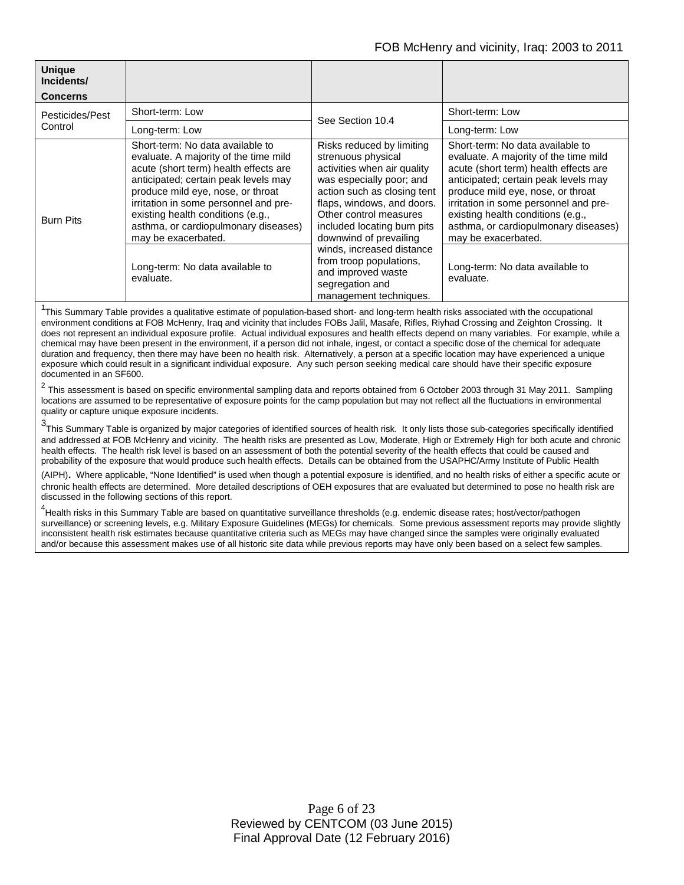| Unique Incidents/ Concerns | | | |
|---|---|---|---|
| Pesticides/Pest Control | Short-term: Low | See Section 10.4 | Short-term: Low |
| | Long-term: Low | | Long-term: Low |
| Burn Pits | Short-term: No data available to evaluate. A majority of the time mild acute (short term) health effects are anticipated; certain peak levels may produce mild eye, nose, or throat irritation in some personnel and pre-existing health conditions (e.g., asthma, or cardiopulmonary diseases) may be exacerbated. | Risks reduced by limiting strenuous physical activities when air quality was especially poor; and action such as closing tent flaps, windows, and doors. Other control measures included locating burn pits downwind of prevailing winds, increased distance from troop populations, and improved waste segregation and management techniques. | Short-term: No data available to evaluate. A majority of the time mild acute (short term) health effects are anticipated; certain peak levels may produce mild eye, nose, or throat irritation in some personnel and pre-existing health conditions (e.g., asthma, or cardiopulmonary diseases) may be exacerbated. |
| | Long-term: No data available to evaluate. | | Long-term: No data available to evaluate. |

[1]This Summary Table provides a qualitative estimate of population-based short- and long-term health risks associated with the occupational environment conditions at FOB McHenry, Iraq and vicinity that includes FOBs Jalil, Masafe, Rifles, Riyhad Crossing and Zeighton Crossing. It does not represent an individual exposure profile. Actual individual exposures and health effects depend on many variables. For example, while a chemical may have been present in the environment, if a person did not inhale, ingest, or contact a specific dose of the chemical for adequate duration and frequency, then there may have been no health risk. Alternatively, a person at a specific location may have experienced a unique exposure which could result in a significant individual exposure. Any such person seeking medical care should have their specific exposure documented in an SF600.

[2] This assessment is based on specific environmental sampling data and reports obtained from 6 October 2003 through 31 May 2011. Sampling locations are assumed to be representative of exposure points for the camp population but may not reflect all the fluctuations in environmental quality or capture unique exposure incidents.

[3]This Summary Table is organized by major categories of identified sources of health risk. It only lists those sub-categories specifically identified and addressed at FOB McHenry and vicinity. The health risks are presented as Low, Moderate, High or Extremely High for both acute and chronic health effects. The health risk level is based on an assessment of both the potential severity of the health effects that could be caused and probability of the exposure that would produce such health effects. Details can be obtained from the USAPHC/Army Institute of Public Health (AIPH). Where applicable, "None Identified" is used when though a potential exposure is identified, and no health risks of either a specific acute or chronic health effects are determined. More detailed descriptions of OEH exposures that are evaluated but determined to pose no health risk are discussed in the following sections of this report.

[4]Health risks in this Summary Table are based on quantitative surveillance thresholds (e.g. endemic disease rates; host/vector/pathogen surveillance) or screening levels, e.g. Military Exposure Guidelines (MEGs) for chemicals. Some previous assessment reports may provide slightly inconsistent health risk estimates because quantitative criteria such as MEGs may have changed since the samples were originally evaluated and/or because this assessment makes use of all historic site data while previous reports may have only been based on a select few samples.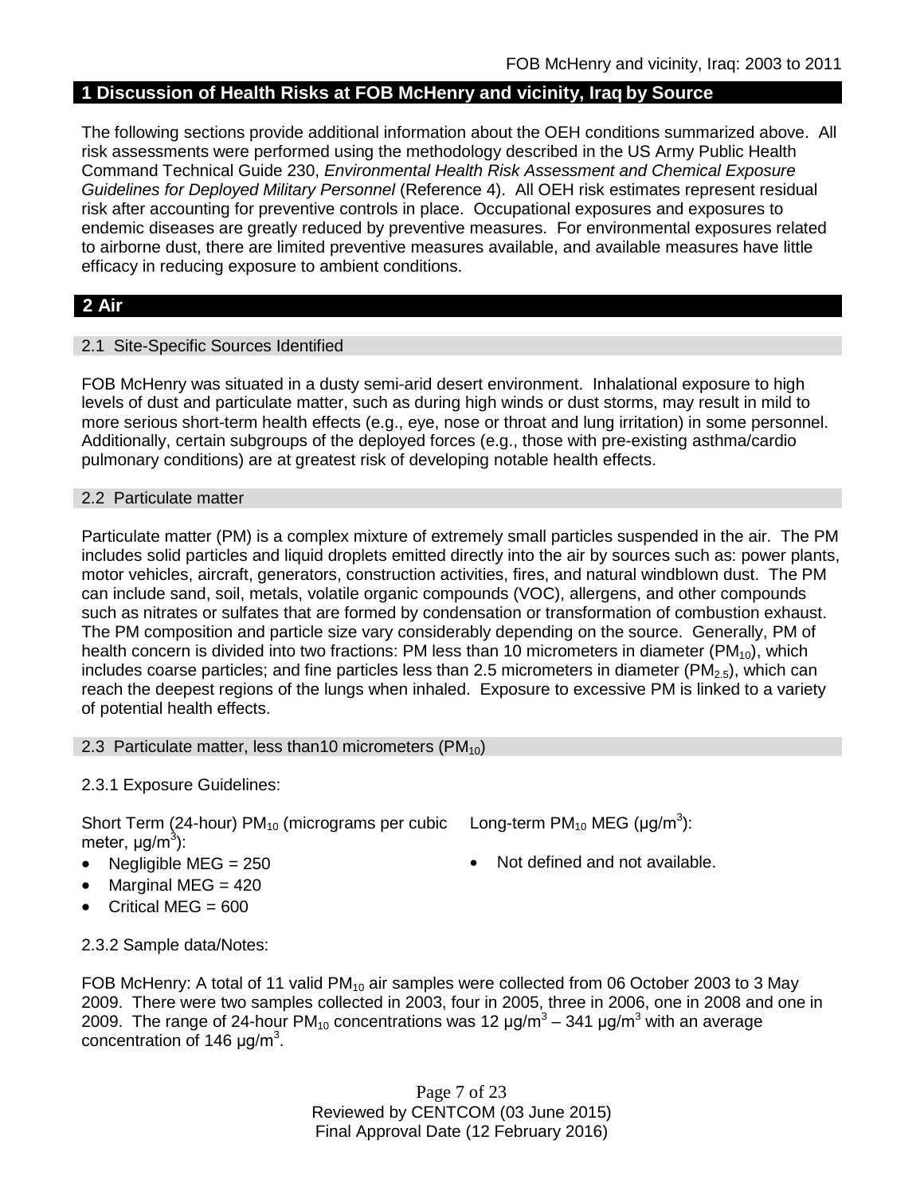## 1 Discussion of Health Risks at FOB McHenry and vicinity, Iraq by Source

The following sections provide additional information about the OEH conditions summarized above. All risk assessments were performed using the methodology described in the US Army Public Health Command Technical Guide 230, *Environmental Health Risk Assessment and Chemical Exposure Guidelines for Deployed Military Personnel* (Reference 4). All OEH risk estimates represent residual risk after accounting for preventive controls in place. Occupational exposures and exposures to endemic diseases are greatly reduced by preventive measures. For environmental exposures related to airborne dust, there are limited preventive measures available, and available measures have little efficacy in reducing exposure to ambient conditions.

## 2 Air

### 2.1 Site-Specific Sources Identified

FOB McHenry was situated in a dusty semi-arid desert environment. Inhalational exposure to high levels of dust and particulate matter, such as during high winds or dust storms, may result in mild to more serious short-term health effects (e.g., eye, nose or throat and lung irritation) in some personnel. Additionally, certain subgroups of the deployed forces (e.g., those with pre-existing asthma/cardio pulmonary conditions) are at greatest risk of developing notable health effects.

### 2.2 Particulate matter

Particulate matter (PM) is a complex mixture of extremely small particles suspended in the air. The PM includes solid particles and liquid droplets emitted directly into the air by sources such as: power plants, motor vehicles, aircraft, generators, construction activities, fires, and natural windblown dust. The PM can include sand, soil, metals, volatile organic compounds (VOC), allergens, and other compounds such as nitrates or sulfates that are formed by condensation or transformation of combustion exhaust. The PM composition and particle size vary considerably depending on the source. Generally, PM of health concern is divided into two fractions: PM less than 10 micrometers in diameter ($PM_{10}$), which includes coarse particles; and fine particles less than 2.5 micrometers in diameter ($PM_{2.5}$), which can reach the deepest regions of the lungs when inhaled. Exposure to excessive PM is linked to a variety of potential health effects.

### 2.3 Particulate matter, less than10 micrometers ($PM_{10}$)

2.3.1 Exposure Guidelines:

Short Term (24-hour) $PM_{10}$ (micrograms per cubic meter, μg/m$^3$):

- Negligible MEG = 250
- Marginal MEG = 420
- Critical MEG = 600

Long-term $PM_{10}$ MEG (μg/m$^3$):

- Not defined and not available.

2.3.2 Sample data/Notes:

FOB McHenry: A total of 11 valid $PM_{10}$ air samples were collected from 06 October 2003 to 3 May 2009. There were two samples collected in 2003, four in 2005, three in 2006, one in 2008 and one in 2009. The range of 24-hour $PM_{10}$ concentrations was 12 μg/m$^3$ – 341 μg/m$^3$ with an average concentration of 146 μg/m$^3$.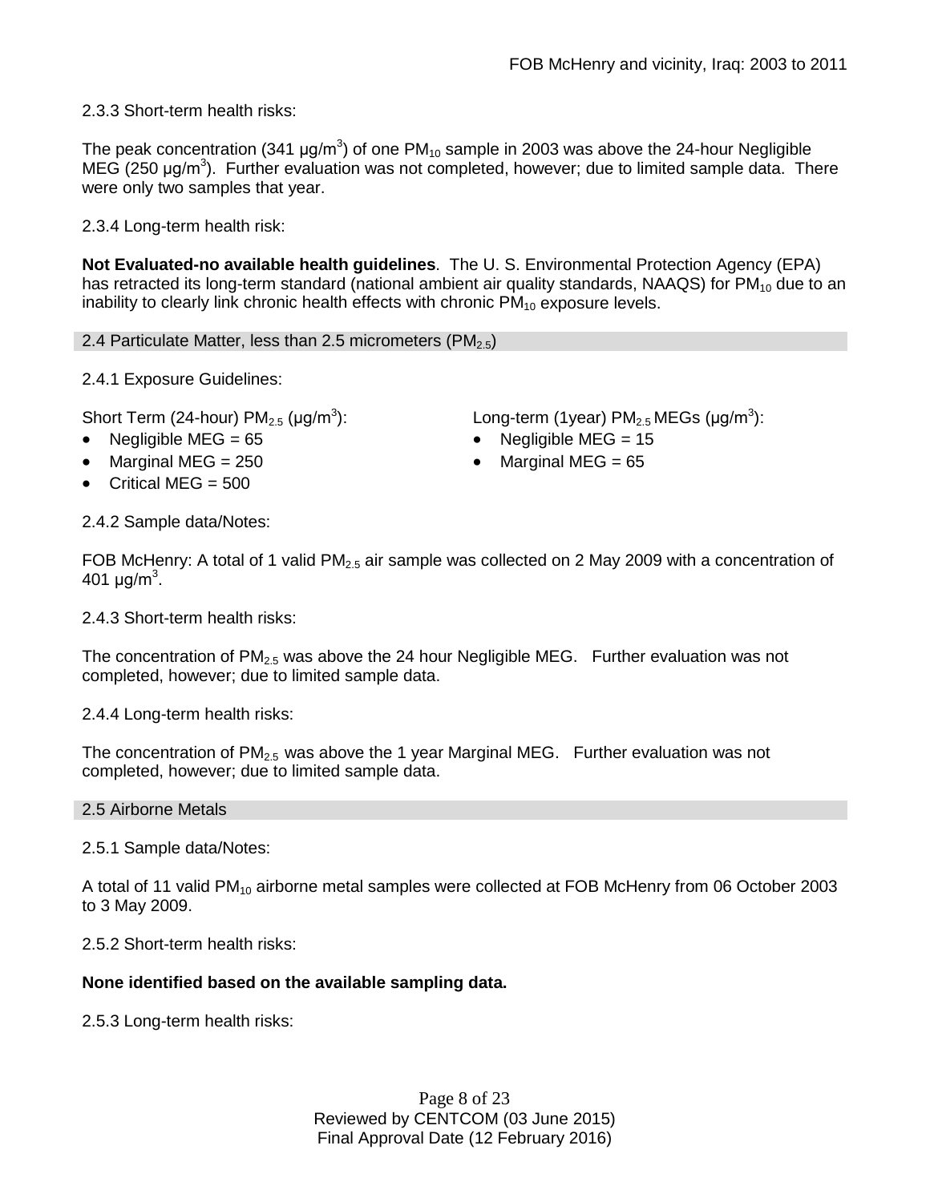2.3.3 Short-term health risks:

The peak concentration (341 μg/$m^3$) of one $PM_{10}$ sample in 2003 was above the 24-hour Negligible MEG (250 μg/$m^3$). Further evaluation was not completed, however; due to limited sample data. There were only two samples that year.

2.3.4 Long-term health risk:

**Not Evaluated-no available health guidelines**. The U. S. Environmental Protection Agency (EPA) has retracted its long-term standard (national ambient air quality standards, NAAQS) for $PM_{10}$ due to an inability to clearly link chronic health effects with chronic $PM_{10}$ exposure levels.

## 2.4 Particulate Matter, less than 2.5 micrometers ($PM_{2.5}$)

2.4.1 Exposure Guidelines:

Short Term (24-hour) $PM_{2.5}$ (μg/$m^3$):

- Negligible MEG = 65
- Marginal MEG = 250
- Critical MEG = 500

Long-term (1year) $PM_{2.5}$ MEGs (μg/$m^3$):

- Negligible MEG = 15
- Marginal MEG = 65

2.4.2 Sample data/Notes:

FOB McHenry: A total of 1 valid $PM_{2.5}$ air sample was collected on 2 May 2009 with a concentration of 401 μg/$m^3$.

2.4.3 Short-term health risks:

The concentration of $PM_{2.5}$ was above the 24 hour Negligible MEG. Further evaluation was not completed, however; due to limited sample data.

2.4.4 Long-term health risks:

The concentration of $PM_{2.5}$ was above the 1 year Marginal MEG. Further evaluation was not completed, however; due to limited sample data.

## 2.5 Airborne Metals

2.5.1 Sample data/Notes:

A total of 11 valid $PM_{10}$ airborne metal samples were collected at FOB McHenry from 06 October 2003 to 3 May 2009.

2.5.2 Short-term health risks:

**None identified based on the available sampling data.**

2.5.3 Long-term health risks: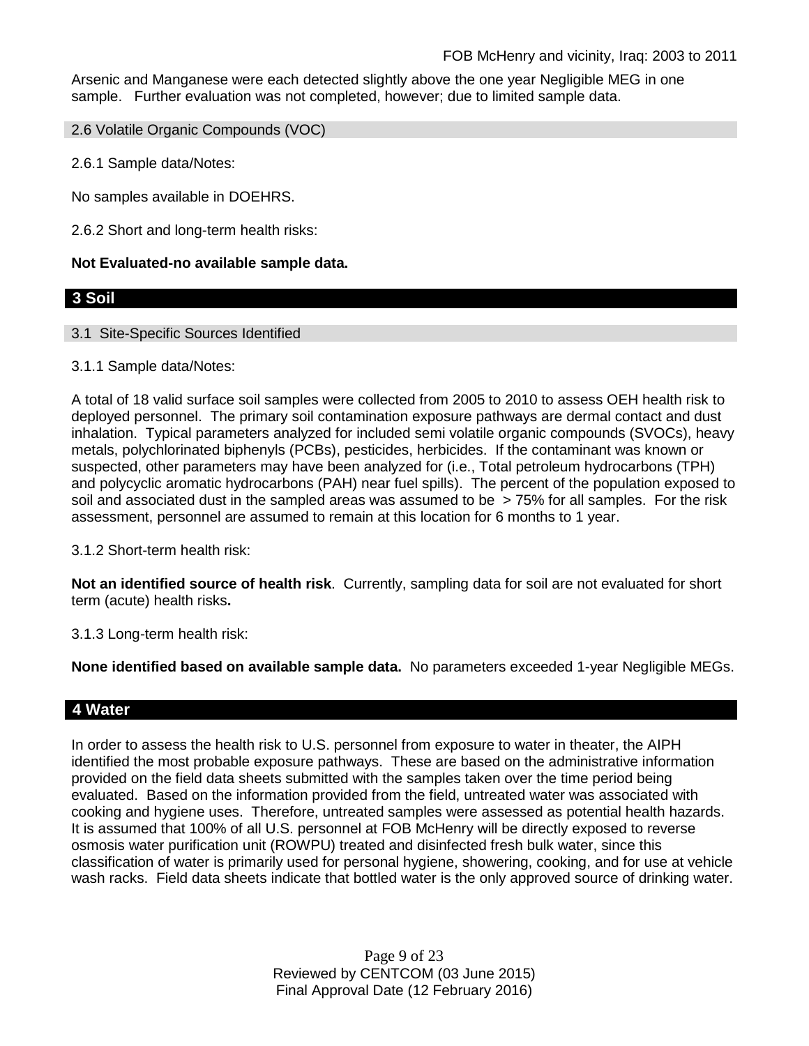Arsenic and Manganese were each detected slightly above the one year Negligible MEG in one sample. Further evaluation was not completed, however; due to limited sample data.

### 2.6 Volatile Organic Compounds (VOC)

2.6.1 Sample data/Notes:

No samples available in DOEHRS.

2.6.2 Short and long-term health risks:

**Not Evaluated-no available sample data.**

## 3 Soil

### 3.1 Site-Specific Sources Identified

3.1.1 Sample data/Notes:

A total of 18 valid surface soil samples were collected from 2005 to 2010 to assess OEH health risk to deployed personnel. The primary soil contamination exposure pathways are dermal contact and dust inhalation. Typical parameters analyzed for included semi volatile organic compounds (SVOCs), heavy metals, polychlorinated biphenyls (PCBs), pesticides, herbicides. If the contaminant was known or suspected, other parameters may have been analyzed for (i.e., Total petroleum hydrocarbons (TPH) and polycyclic aromatic hydrocarbons (PAH) near fuel spills). The percent of the population exposed to soil and associated dust in the sampled areas was assumed to be > 75% for all samples. For the risk assessment, personnel are assumed to remain at this location for 6 months to 1 year.

3.1.2 Short-term health risk:

**Not an identified source of health risk**. Currently, sampling data for soil are not evaluated for short term (acute) health risks**.**

3.1.3 Long-term health risk:

**None identified based on available sample data.** No parameters exceeded 1-year Negligible MEGs.

## 4 Water

In order to assess the health risk to U.S. personnel from exposure to water in theater, the AIPH identified the most probable exposure pathways. These are based on the administrative information provided on the field data sheets submitted with the samples taken over the time period being evaluated. Based on the information provided from the field, untreated water was associated with cooking and hygiene uses. Therefore, untreated samples were assessed as potential health hazards. It is assumed that 100% of all U.S. personnel at FOB McHenry will be directly exposed to reverse osmosis water purification unit (ROWPU) treated and disinfected fresh bulk water, since this classification of water is primarily used for personal hygiene, showering, cooking, and for use at vehicle wash racks. Field data sheets indicate that bottled water is the only approved source of drinking water.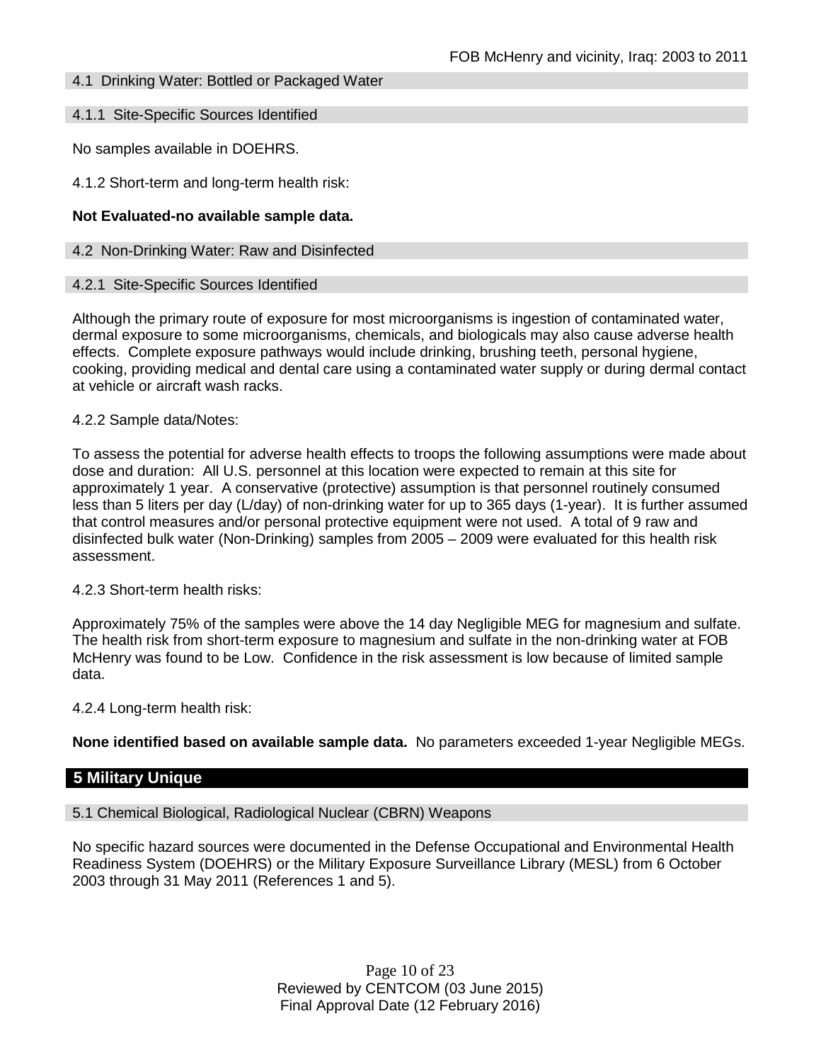### 4.1 Drinking Water: Bottled or Packaged Water

#### 4.1.1 Site-Specific Sources Identified

No samples available in DOEHRS.

4.1.2 Short-term and long-term health risk:

**Not Evaluated-no available sample data.**

### 4.2 Non-Drinking Water: Raw and Disinfected

#### 4.2.1 Site-Specific Sources Identified

Although the primary route of exposure for most microorganisms is ingestion of contaminated water, dermal exposure to some microorganisms, chemicals, and biologicals may also cause adverse health effects. Complete exposure pathways would include drinking, brushing teeth, personal hygiene, cooking, providing medical and dental care using a contaminated water supply or during dermal contact at vehicle or aircraft wash racks.

4.2.2 Sample data/Notes:

To assess the potential for adverse health effects to troops the following assumptions were made about dose and duration: All U.S. personnel at this location were expected to remain at this site for approximately 1 year. A conservative (protective) assumption is that personnel routinely consumed less than 5 liters per day (L/day) of non-drinking water for up to 365 days (1-year). It is further assumed that control measures and/or personal protective equipment were not used. A total of 9 raw and disinfected bulk water (Non-Drinking) samples from 2005 – 2009 were evaluated for this health risk assessment.

4.2.3 Short-term health risks:

Approximately 75% of the samples were above the 14 day Negligible MEG for magnesium and sulfate. The health risk from short-term exposure to magnesium and sulfate in the non-drinking water at FOB McHenry was found to be Low. Confidence in the risk assessment is low because of limited sample data.

4.2.4 Long-term health risk:

**None identified based on available sample data.** No parameters exceeded 1-year Negligible MEGs.

## 5 Military Unique

### 5.1 Chemical Biological, Radiological Nuclear (CBRN) Weapons

No specific hazard sources were documented in the Defense Occupational and Environmental Health Readiness System (DOEHRS) or the Military Exposure Surveillance Library (MESL) from 6 October 2003 through 31 May 2011 (References 1 and 5).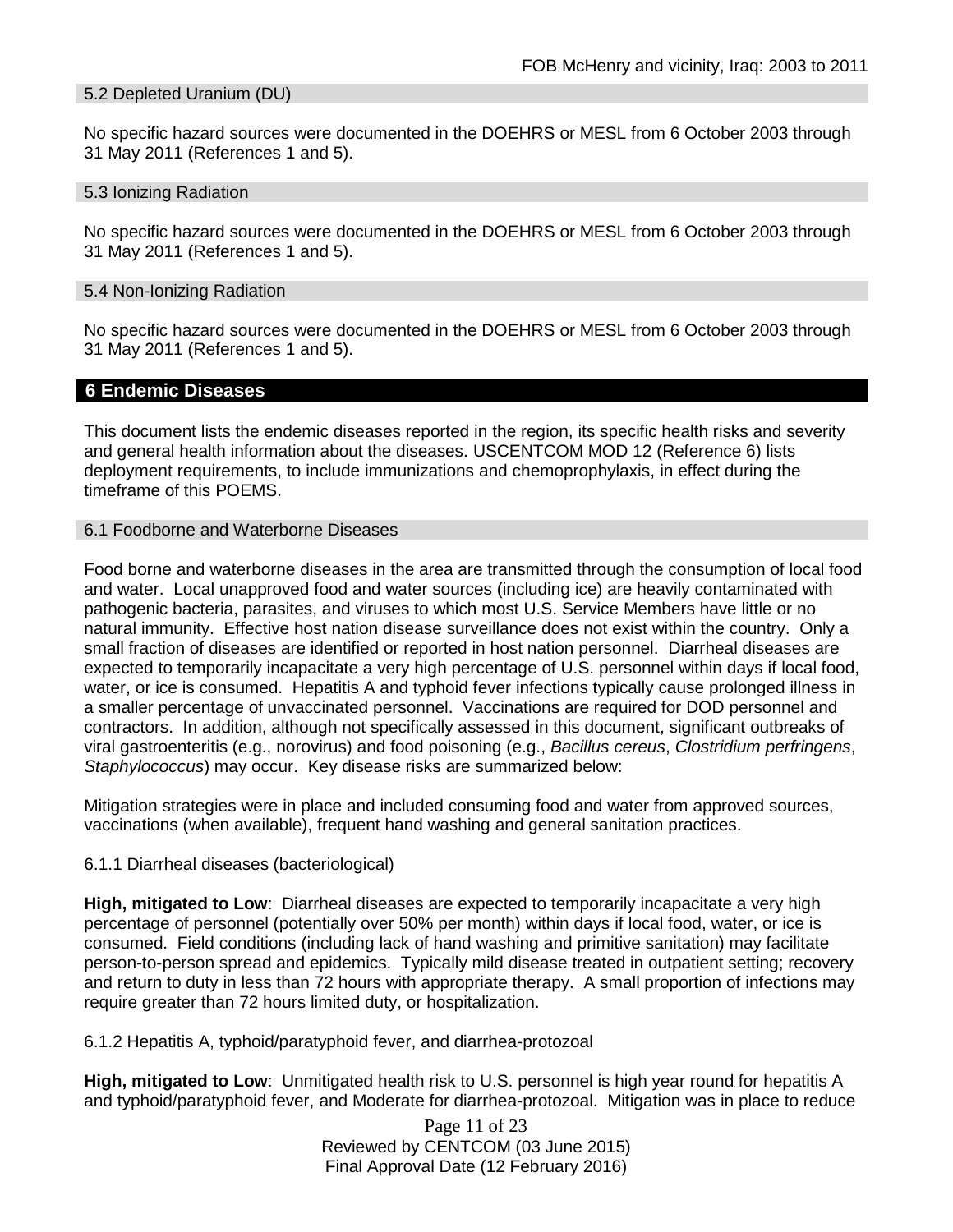### 5.2 Depleted Uranium (DU)

No specific hazard sources were documented in the DOEHRS or MESL from 6 October 2003 through 31 May 2011 (References 1 and 5).

### 5.3 Ionizing Radiation

No specific hazard sources were documented in the DOEHRS or MESL from 6 October 2003 through 31 May 2011 (References 1 and 5).

### 5.4 Non-Ionizing Radiation

No specific hazard sources were documented in the DOEHRS or MESL from 6 October 2003 through 31 May 2011 (References 1 and 5).

## 6 Endemic Diseases

This document lists the endemic diseases reported in the region, its specific health risks and severity and general health information about the diseases. USCENTCOM MOD 12 (Reference 6) lists deployment requirements, to include immunizations and chemoprophylaxis, in effect during the timeframe of this POEMS.

### 6.1 Foodborne and Waterborne Diseases

Food borne and waterborne diseases in the area are transmitted through the consumption of local food and water. Local unapproved food and water sources (including ice) are heavily contaminated with pathogenic bacteria, parasites, and viruses to which most U.S. Service Members have little or no natural immunity. Effective host nation disease surveillance does not exist within the country. Only a small fraction of diseases are identified or reported in host nation personnel. Diarrheal diseases are expected to temporarily incapacitate a very high percentage of U.S. personnel within days if local food, water, or ice is consumed. Hepatitis A and typhoid fever infections typically cause prolonged illness in a smaller percentage of unvaccinated personnel. Vaccinations are required for DOD personnel and contractors. In addition, although not specifically assessed in this document, significant outbreaks of viral gastroenteritis (e.g., norovirus) and food poisoning (e.g., *Bacillus cereus*, *Clostridium perfringens*, *Staphylococcus*) may occur. Key disease risks are summarized below:

Mitigation strategies were in place and included consuming food and water from approved sources, vaccinations (when available), frequent hand washing and general sanitation practices.

#### 6.1.1 Diarrheal diseases (bacteriological)

**High, mitigated to Low**: Diarrheal diseases are expected to temporarily incapacitate a very high percentage of personnel (potentially over 50% per month) within days if local food, water, or ice is consumed. Field conditions (including lack of hand washing and primitive sanitation) may facilitate person-to-person spread and epidemics. Typically mild disease treated in outpatient setting; recovery and return to duty in less than 72 hours with appropriate therapy. A small proportion of infections may require greater than 72 hours limited duty, or hospitalization.

#### 6.1.2 Hepatitis A, typhoid/paratyphoid fever, and diarrhea-protozoal

**High, mitigated to Low**: Unmitigated health risk to U.S. personnel is high year round for hepatitis A and typhoid/paratyphoid fever, and Moderate for diarrhea-protozoal. Mitigation was in place to reduce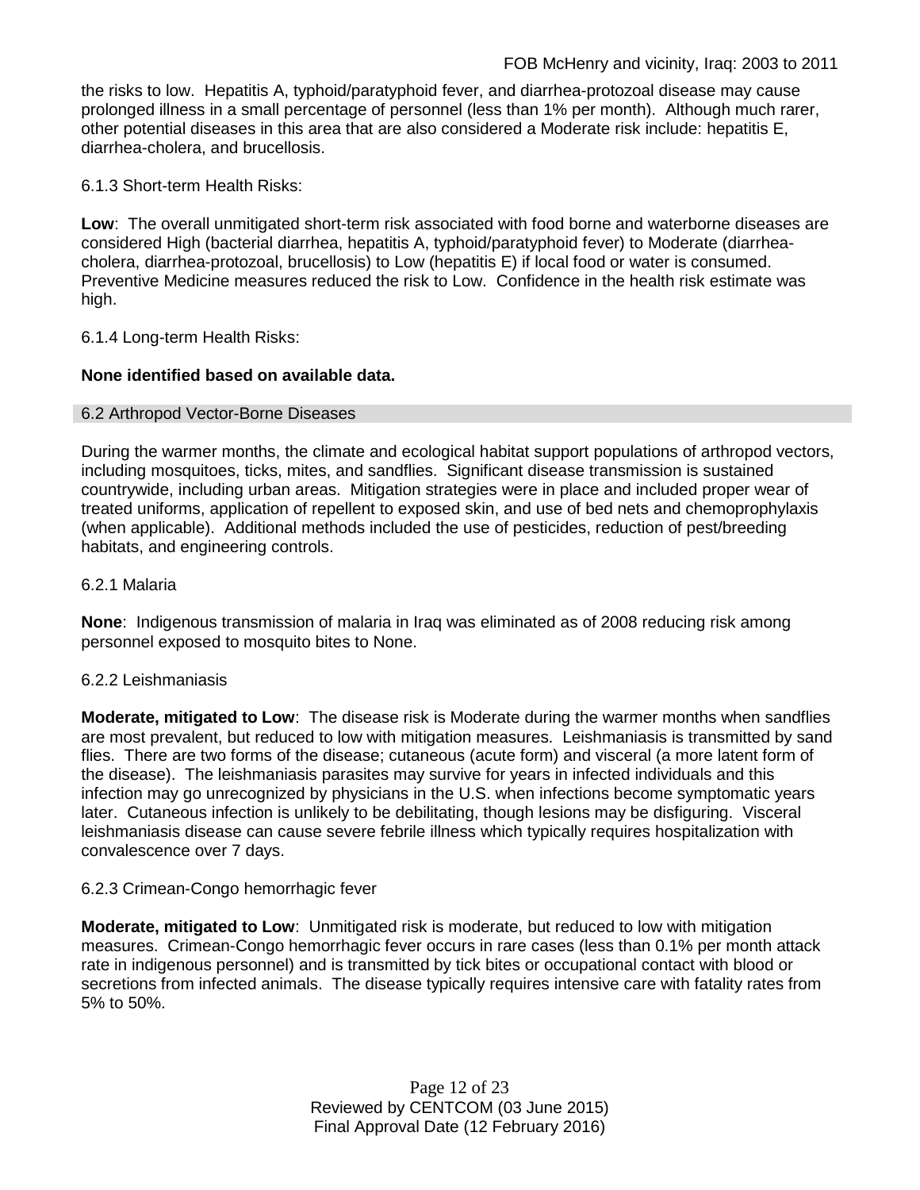the risks to low. Hepatitis A, typhoid/paratyphoid fever, and diarrhea-protozoal disease may cause prolonged illness in a small percentage of personnel (less than 1% per month). Although much rarer, other potential diseases in this area that are also considered a Moderate risk include: hepatitis E, diarrhea-cholera, and brucellosis.

6.1.3 Short-term Health Risks:

**Low**: The overall unmitigated short-term risk associated with food borne and waterborne diseases are considered High (bacterial diarrhea, hepatitis A, typhoid/paratyphoid fever) to Moderate (diarrhea-cholera, diarrhea-protozoal, brucellosis) to Low (hepatitis E) if local food or water is consumed. Preventive Medicine measures reduced the risk to Low. Confidence in the health risk estimate was high.

6.1.4 Long-term Health Risks:

**None identified based on available data.**

## 6.2 Arthropod Vector-Borne Diseases

During the warmer months, the climate and ecological habitat support populations of arthropod vectors, including mosquitoes, ticks, mites, and sandflies. Significant disease transmission is sustained countrywide, including urban areas. Mitigation strategies were in place and included proper wear of treated uniforms, application of repellent to exposed skin, and use of bed nets and chemoprophylaxis (when applicable). Additional methods included the use of pesticides, reduction of pest/breeding habitats, and engineering controls.

6.2.1 Malaria

**None**: Indigenous transmission of malaria in Iraq was eliminated as of 2008 reducing risk among personnel exposed to mosquito bites to None.

6.2.2 Leishmaniasis

**Moderate, mitigated to Low**: The disease risk is Moderate during the warmer months when sandflies are most prevalent, but reduced to low with mitigation measures. Leishmaniasis is transmitted by sand flies. There are two forms of the disease; cutaneous (acute form) and visceral (a more latent form of the disease). The leishmaniasis parasites may survive for years in infected individuals and this infection may go unrecognized by physicians in the U.S. when infections become symptomatic years later. Cutaneous infection is unlikely to be debilitating, though lesions may be disfiguring. Visceral leishmaniasis disease can cause severe febrile illness which typically requires hospitalization with convalescence over 7 days.

6.2.3 Crimean-Congo hemorrhagic fever

**Moderate, mitigated to Low**: Unmitigated risk is moderate, but reduced to low with mitigation measures. Crimean-Congo hemorrhagic fever occurs in rare cases (less than 0.1% per month attack rate in indigenous personnel) and is transmitted by tick bites or occupational contact with blood or secretions from infected animals. The disease typically requires intensive care with fatality rates from 5% to 50%.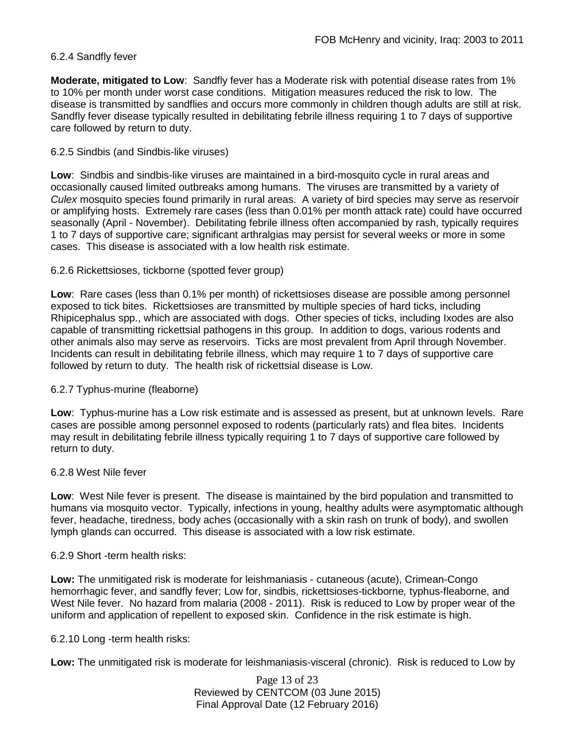6.2.4 Sandfly fever

**Moderate, mitigated to Low**: Sandfly fever has a Moderate risk with potential disease rates from 1% to 10% per month under worst case conditions. Mitigation measures reduced the risk to low. The disease is transmitted by sandflies and occurs more commonly in children though adults are still at risk. Sandfly fever disease typically resulted in debilitating febrile illness requiring 1 to 7 days of supportive care followed by return to duty.

6.2.5 Sindbis (and Sindbis-like viruses)

**Low**: Sindbis and sindbis-like viruses are maintained in a bird-mosquito cycle in rural areas and occasionally caused limited outbreaks among humans. The viruses are transmitted by a variety of *Culex* mosquito species found primarily in rural areas. A variety of bird species may serve as reservoir or amplifying hosts. Extremely rare cases (less than 0.01% per month attack rate) could have occurred seasonally (April - November). Debilitating febrile illness often accompanied by rash, typically requires 1 to 7 days of supportive care; significant arthralgias may persist for several weeks or more in some cases. This disease is associated with a low health risk estimate.

6.2.6 Rickettsioses, tickborne (spotted fever group)

**Low**: Rare cases (less than 0.1% per month) of rickettsioses disease are possible among personnel exposed to tick bites. Rickettsioses are transmitted by multiple species of hard ticks, including Rhipicephalus spp., which are associated with dogs. Other species of ticks, including Ixodes are also capable of transmitting rickettsial pathogens in this group. In addition to dogs, various rodents and other animals also may serve as reservoirs. Ticks are most prevalent from April through November. Incidents can result in debilitating febrile illness, which may require 1 to 7 days of supportive care followed by return to duty. The health risk of rickettsial disease is Low.

6.2.7 Typhus-murine (fleaborne)

**Low**: Typhus-murine has a Low risk estimate and is assessed as present, but at unknown levels. Rare cases are possible among personnel exposed to rodents (particularly rats) and flea bites. Incidents may result in debilitating febrile illness typically requiring 1 to 7 days of supportive care followed by return to duty.

6.2.8 West Nile fever

**Low**: West Nile fever is present. The disease is maintained by the bird population and transmitted to humans via mosquito vector. Typically, infections in young, healthy adults were asymptomatic although fever, headache, tiredness, body aches (occasionally with a skin rash on trunk of body), and swollen lymph glands can occurred. This disease is associated with a low risk estimate.

6.2.9 Short -term health risks:

**Low:** The unmitigated risk is moderate for leishmaniasis - cutaneous (acute), Crimean-Congo hemorrhagic fever, and sandfly fever; Low for, sindbis, rickettsioses-tickborne*,* typhus-fleaborne, and West Nile fever. No hazard from malaria (2008 - 2011). Risk is reduced to Low by proper wear of the uniform and application of repellent to exposed skin. Confidence in the risk estimate is high.

6.2.10 Long -term health risks:

**Low:** The unmitigated risk is moderate for leishmaniasis-visceral (chronic). Risk is reduced to Low by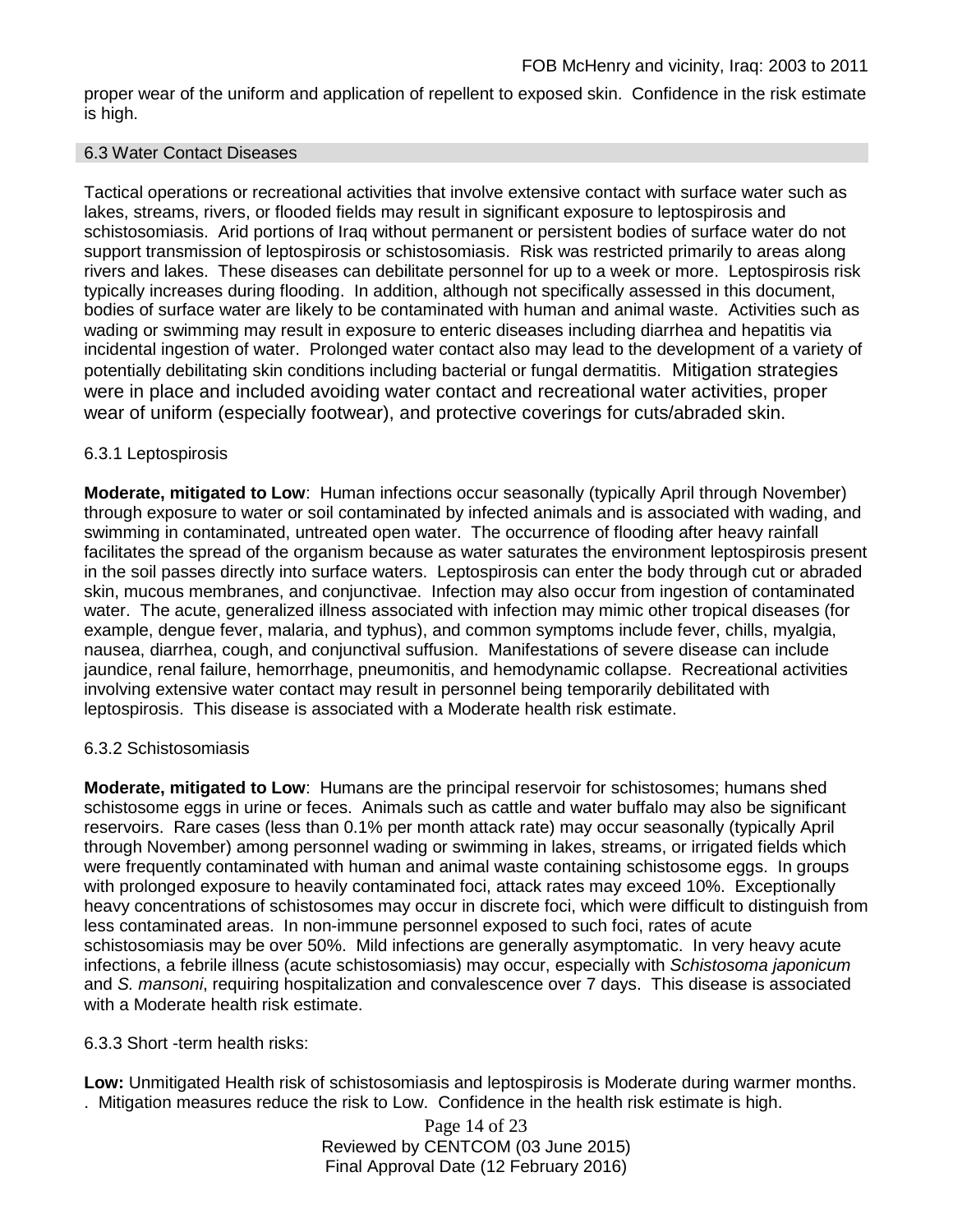proper wear of the uniform and application of repellent to exposed skin. Confidence in the risk estimate is high.

## 6.3 Water Contact Diseases

Tactical operations or recreational activities that involve extensive contact with surface water such as lakes, streams, rivers, or flooded fields may result in significant exposure to leptospirosis and schistosomiasis. Arid portions of Iraq without permanent or persistent bodies of surface water do not support transmission of leptospirosis or schistosomiasis. Risk was restricted primarily to areas along rivers and lakes. These diseases can debilitate personnel for up to a week or more. Leptospirosis risk typically increases during flooding. In addition, although not specifically assessed in this document, bodies of surface water are likely to be contaminated with human and animal waste. Activities such as wading or swimming may result in exposure to enteric diseases including diarrhea and hepatitis via incidental ingestion of water. Prolonged water contact also may lead to the development of a variety of potentially debilitating skin conditions including bacterial or fungal dermatitis. Mitigation strategies were in place and included avoiding water contact and recreational water activities, proper wear of uniform (especially footwear), and protective coverings for cuts/abraded skin.

### 6.3.1 Leptospirosis

**Moderate, mitigated to Low**: Human infections occur seasonally (typically April through November) through exposure to water or soil contaminated by infected animals and is associated with wading, and swimming in contaminated, untreated open water. The occurrence of flooding after heavy rainfall facilitates the spread of the organism because as water saturates the environment leptospirosis present in the soil passes directly into surface waters. Leptospirosis can enter the body through cut or abraded skin, mucous membranes, and conjunctivae. Infection may also occur from ingestion of contaminated water. The acute, generalized illness associated with infection may mimic other tropical diseases (for example, dengue fever, malaria, and typhus), and common symptoms include fever, chills, myalgia, nausea, diarrhea, cough, and conjunctival suffusion. Manifestations of severe disease can include jaundice, renal failure, hemorrhage, pneumonitis, and hemodynamic collapse. Recreational activities involving extensive water contact may result in personnel being temporarily debilitated with leptospirosis. This disease is associated with a Moderate health risk estimate.

### 6.3.2 Schistosomiasis

**Moderate, mitigated to Low**: Humans are the principal reservoir for schistosomes; humans shed schistosome eggs in urine or feces. Animals such as cattle and water buffalo may also be significant reservoirs. Rare cases (less than 0.1% per month attack rate) may occur seasonally (typically April through November) among personnel wading or swimming in lakes, streams, or irrigated fields which were frequently contaminated with human and animal waste containing schistosome eggs. In groups with prolonged exposure to heavily contaminated foci, attack rates may exceed 10%. Exceptionally heavy concentrations of schistosomes may occur in discrete foci, which were difficult to distinguish from less contaminated areas. In non-immune personnel exposed to such foci, rates of acute schistosomiasis may be over 50%. Mild infections are generally asymptomatic. In very heavy acute infections, a febrile illness (acute schistosomiasis) may occur, especially with *Schistosoma japonicum* and *S. mansoni*, requiring hospitalization and convalescence over 7 days. This disease is associated with a Moderate health risk estimate.

### 6.3.3 Short -term health risks:

**Low:** Unmitigated Health risk of schistosomiasis and leptospirosis is Moderate during warmer months. . Mitigation measures reduce the risk to Low. Confidence in the health risk estimate is high.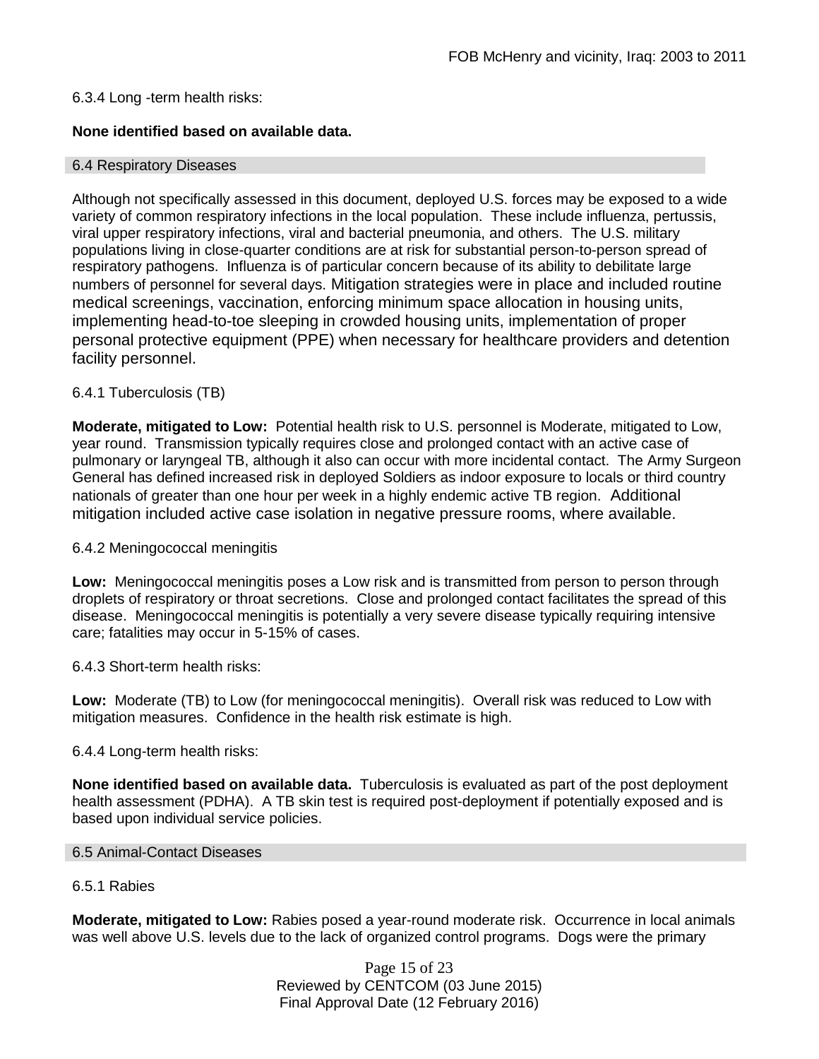6.3.4 Long -term health risks:

**None identified based on available data.**

## 6.4 Respiratory Diseases

Although not specifically assessed in this document, deployed U.S. forces may be exposed to a wide variety of common respiratory infections in the local population. These include influenza, pertussis, viral upper respiratory infections, viral and bacterial pneumonia, and others. The U.S. military populations living in close-quarter conditions are at risk for substantial person-to-person spread of respiratory pathogens. Influenza is of particular concern because of its ability to debilitate large numbers of personnel for several days. Mitigation strategies were in place and included routine medical screenings, vaccination, enforcing minimum space allocation in housing units, implementing head-to-toe sleeping in crowded housing units, implementation of proper personal protective equipment (PPE) when necessary for healthcare providers and detention facility personnel.

6.4.1 Tuberculosis (TB)

**Moderate, mitigated to Low:** Potential health risk to U.S. personnel is Moderate, mitigated to Low, year round. Transmission typically requires close and prolonged contact with an active case of pulmonary or laryngeal TB, although it also can occur with more incidental contact. The Army Surgeon General has defined increased risk in deployed Soldiers as indoor exposure to locals or third country nationals of greater than one hour per week in a highly endemic active TB region. Additional mitigation included active case isolation in negative pressure rooms, where available.

6.4.2 Meningococcal meningitis

**Low:** Meningococcal meningitis poses a Low risk and is transmitted from person to person through droplets of respiratory or throat secretions. Close and prolonged contact facilitates the spread of this disease. Meningococcal meningitis is potentially a very severe disease typically requiring intensive care; fatalities may occur in 5-15% of cases.

6.4.3 Short-term health risks:

**Low:** Moderate (TB) to Low (for meningococcal meningitis). Overall risk was reduced to Low with mitigation measures. Confidence in the health risk estimate is high.

6.4.4 Long-term health risks:

**None identified based on available data.** Tuberculosis is evaluated as part of the post deployment health assessment (PDHA). A TB skin test is required post-deployment if potentially exposed and is based upon individual service policies.

## 6.5 Animal-Contact Diseases

6.5.1 Rabies

**Moderate, mitigated to Low:** Rabies posed a year-round moderate risk. Occurrence in local animals was well above U.S. levels due to the lack of organized control programs. Dogs were the primary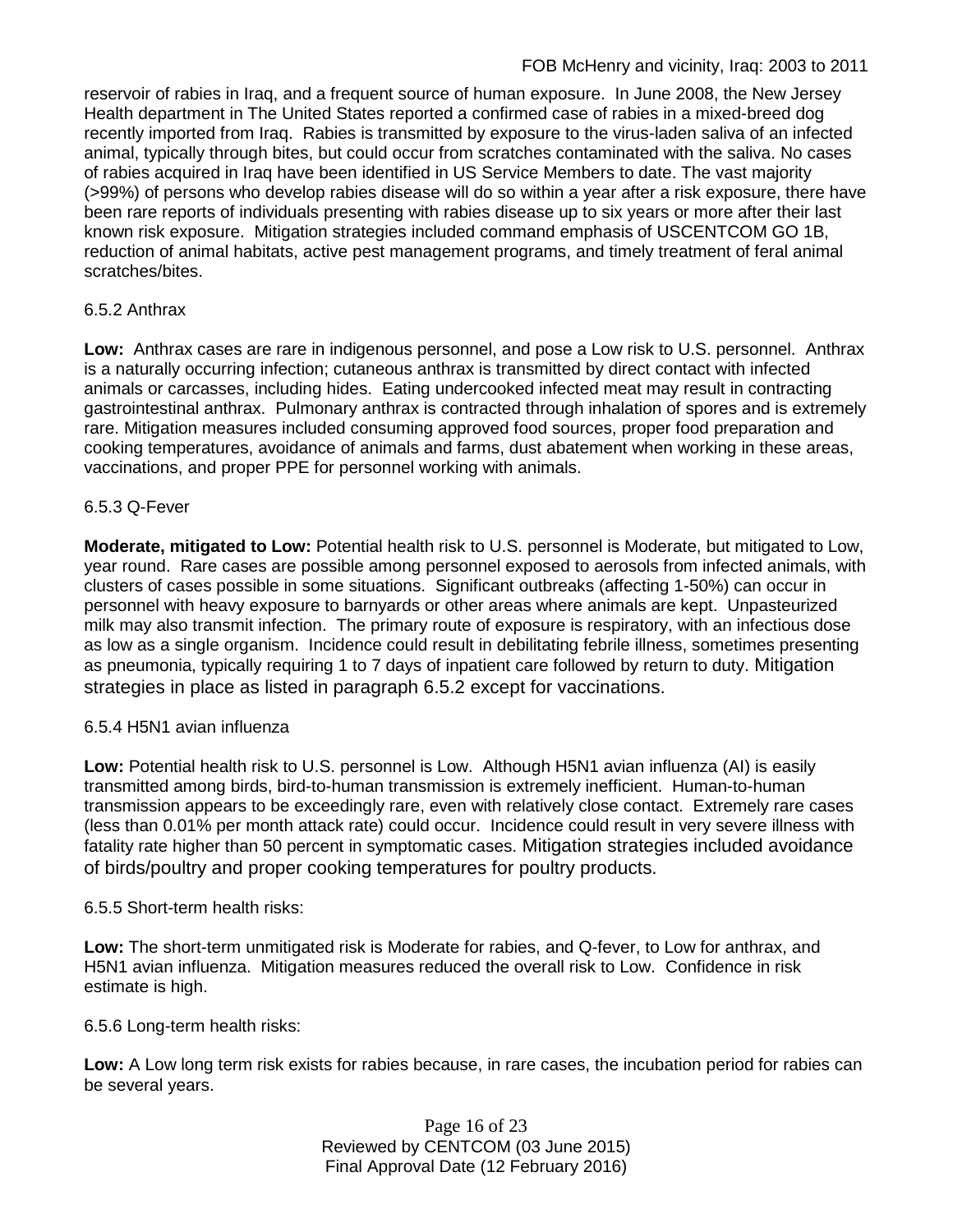reservoir of rabies in Iraq, and a frequent source of human exposure. In June 2008, the New Jersey Health department in The United States reported a confirmed case of rabies in a mixed-breed dog recently imported from Iraq. Rabies is transmitted by exposure to the virus-laden saliva of an infected animal, typically through bites, but could occur from scratches contaminated with the saliva. No cases of rabies acquired in Iraq have been identified in US Service Members to date. The vast majority (>99%) of persons who develop rabies disease will do so within a year after a risk exposure, there have been rare reports of individuals presenting with rabies disease up to six years or more after their last known risk exposure. Mitigation strategies included command emphasis of USCENTCOM GO 1B, reduction of animal habitats, active pest management programs, and timely treatment of feral animal scratches/bites.

6.5.2 Anthrax

**Low:** Anthrax cases are rare in indigenous personnel, and pose a Low risk to U.S. personnel. Anthrax is a naturally occurring infection; cutaneous anthrax is transmitted by direct contact with infected animals or carcasses, including hides. Eating undercooked infected meat may result in contracting gastrointestinal anthrax. Pulmonary anthrax is contracted through inhalation of spores and is extremely rare. Mitigation measures included consuming approved food sources, proper food preparation and cooking temperatures, avoidance of animals and farms, dust abatement when working in these areas, vaccinations, and proper PPE for personnel working with animals.

6.5.3 Q-Fever

**Moderate, mitigated to Low:** Potential health risk to U.S. personnel is Moderate, but mitigated to Low, year round. Rare cases are possible among personnel exposed to aerosols from infected animals, with clusters of cases possible in some situations. Significant outbreaks (affecting 1-50%) can occur in personnel with heavy exposure to barnyards or other areas where animals are kept. Unpasteurized milk may also transmit infection. The primary route of exposure is respiratory, with an infectious dose as low as a single organism. Incidence could result in debilitating febrile illness, sometimes presenting as pneumonia, typically requiring 1 to 7 days of inpatient care followed by return to duty. Mitigation strategies in place as listed in paragraph 6.5.2 except for vaccinations.

6.5.4 H5N1 avian influenza

**Low:** Potential health risk to U.S. personnel is Low. Although H5N1 avian influenza (AI) is easily transmitted among birds, bird-to-human transmission is extremely inefficient. Human-to-human transmission appears to be exceedingly rare, even with relatively close contact. Extremely rare cases (less than 0.01% per month attack rate) could occur. Incidence could result in very severe illness with fatality rate higher than 50 percent in symptomatic cases. Mitigation strategies included avoidance of birds/poultry and proper cooking temperatures for poultry products.

6.5.5 Short-term health risks:

**Low:** The short-term unmitigated risk is Moderate for rabies, and Q-fever, to Low for anthrax, and H5N1 avian influenza. Mitigation measures reduced the overall risk to Low. Confidence in risk estimate is high.

6.5.6 Long-term health risks:

**Low:** A Low long term risk exists for rabies because, in rare cases, the incubation period for rabies can be several years.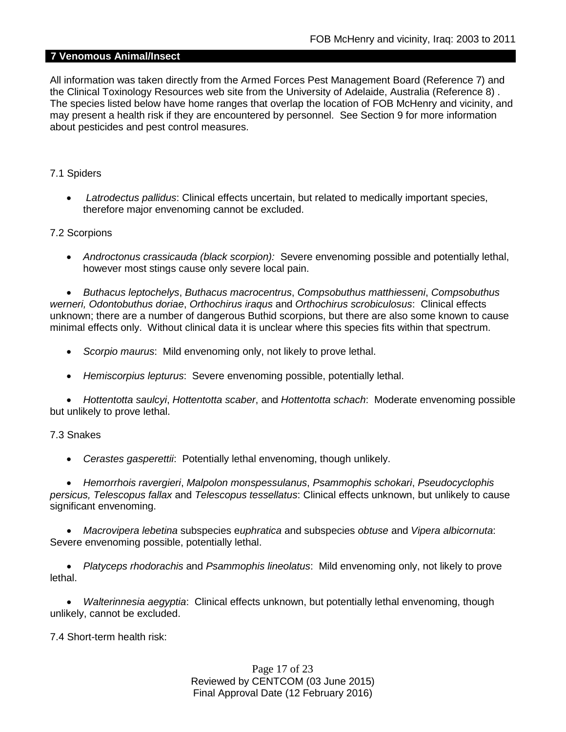## 7 Venomous Animal/Insect

All information was taken directly from the Armed Forces Pest Management Board (Reference 7) and the Clinical Toxinology Resources web site from the University of Adelaide, Australia (Reference 8) . The species listed below have home ranges that overlap the location of FOB McHenry and vicinity, and may present a health risk if they are encountered by personnel. See Section 9 for more information about pesticides and pest control measures.

### 7.1 Spiders

- *Latrodectus pallidus*: Clinical effects uncertain, but related to medically important species, therefore major envenoming cannot be excluded.

### 7.2 Scorpions

- *Androctonus crassicauda (black scorpion):* Severe envenoming possible and potentially lethal, however most stings cause only severe local pain.
- *Buthacus leptochelys*, *Buthacus macrocentrus*, *Compsobuthus matthiesseni*, *Compsobuthus werneri, Odontobuthus doriae*, *Orthochirus iraqus* and *Orthochirus scrobiculosus*: Clinical effects unknown; there are a number of dangerous Buthid scorpions, but there are also some known to cause minimal effects only. Without clinical data it is unclear where this species fits within that spectrum.
- *Scorpio maurus*: Mild envenoming only, not likely to prove lethal.
- *Hemiscorpius lepturus*: Severe envenoming possible, potentially lethal.
- *Hottentotta saulcyi*, *Hottentotta scaber*, and *Hottentotta schach*: Moderate envenoming possible but unlikely to prove lethal.

### 7.3 Snakes

- *Cerastes gasperettii*: Potentially lethal envenoming, though unlikely.
- *Hemorrhois ravergieri*, *Malpolon monspessulanus*, *Psammophis schokari*, *Pseudocyclophis persicus, Telescopus fallax* and *Telescopus tessellatus*: Clinical effects unknown, but unlikely to cause significant envenoming.
- *Macrovipera lebetina* subspecies e*uphratica* and subspecies *obtuse* and *Vipera albicornuta*: Severe envenoming possible, potentially lethal.
- *Platyceps rhodorachis* and *Psammophis lineolatus*: Mild envenoming only, not likely to prove lethal.
- *Walterinnesia aegyptia*: Clinical effects unknown, but potentially lethal envenoming, though unlikely, cannot be excluded.

### 7.4 Short-term health risk: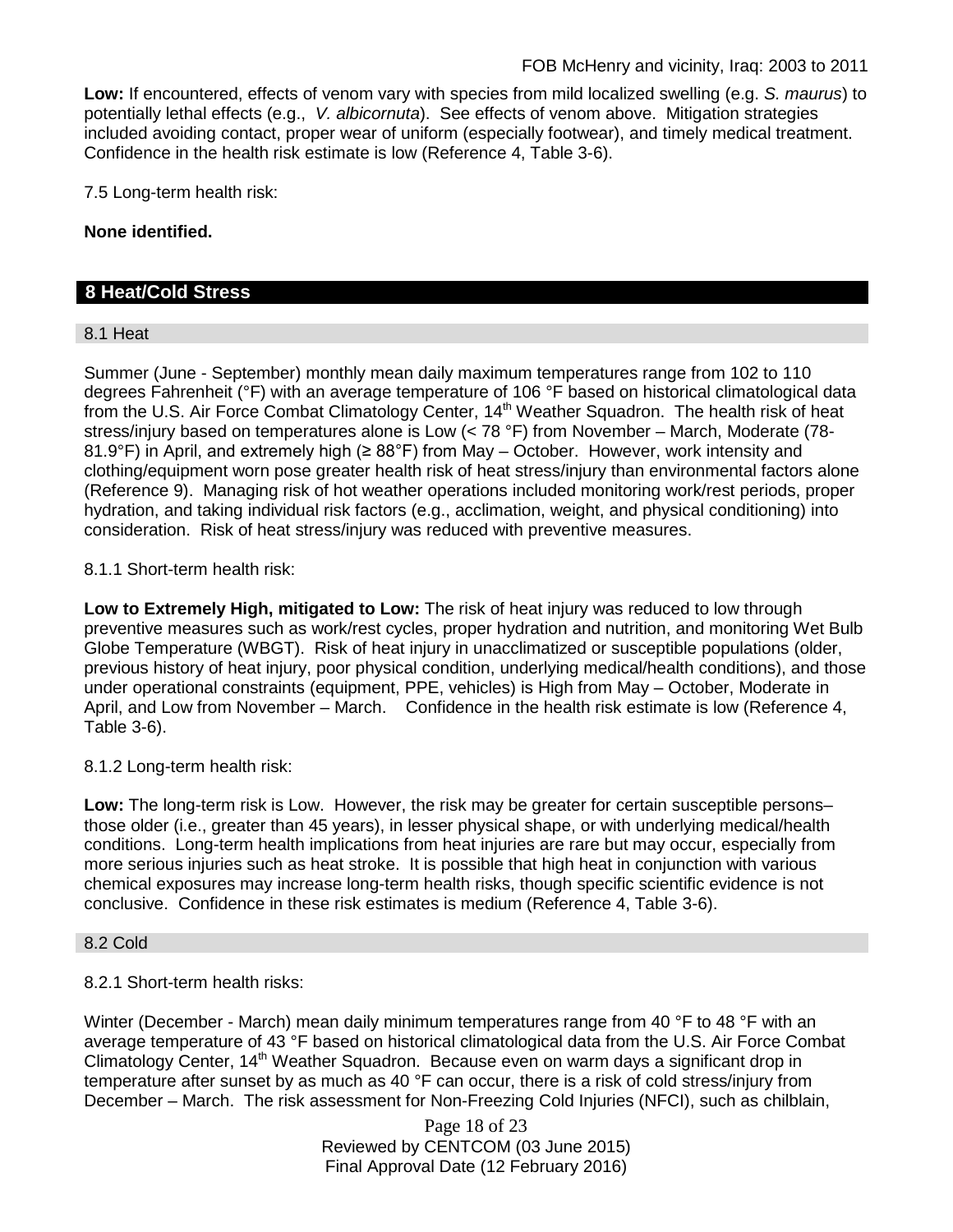**Low:** If encountered, effects of venom vary with species from mild localized swelling (e.g. *S. maurus*) to potentially lethal effects (e.g., *V. albicornuta*). See effects of venom above. Mitigation strategies included avoiding contact, proper wear of uniform (especially footwear), and timely medical treatment. Confidence in the health risk estimate is low (Reference 4, Table 3-6).

7.5 Long-term health risk:

**None identified.**

## 8 Heat/Cold Stress

### 8.1 Heat

Summer (June - September) monthly mean daily maximum temperatures range from 102 to 110 degrees Fahrenheit (°F) with an average temperature of 106 °F based on historical climatological data from the U.S. Air Force Combat Climatology Center, 14th Weather Squadron. The health risk of heat stress/injury based on temperatures alone is Low (< 78 °F) from November – March, Moderate (78-81.9°F) in April, and extremely high (≥ 88°F) from May – October. However, work intensity and clothing/equipment worn pose greater health risk of heat stress/injury than environmental factors alone (Reference 9). Managing risk of hot weather operations included monitoring work/rest periods, proper hydration, and taking individual risk factors (e.g., acclimation, weight, and physical conditioning) into consideration. Risk of heat stress/injury was reduced with preventive measures.

8.1.1 Short-term health risk:

**Low to Extremely High, mitigated to Low:** The risk of heat injury was reduced to low through preventive measures such as work/rest cycles, proper hydration and nutrition, and monitoring Wet Bulb Globe Temperature (WBGT). Risk of heat injury in unacclimatized or susceptible populations (older, previous history of heat injury, poor physical condition, underlying medical/health conditions), and those under operational constraints (equipment, PPE, vehicles) is High from May – October, Moderate in April, and Low from November – March. Confidence in the health risk estimate is low (Reference 4, Table 3-6).

8.1.2 Long-term health risk:

**Low:** The long-term risk is Low. However, the risk may be greater for certain susceptible persons– those older (i.e., greater than 45 years), in lesser physical shape, or with underlying medical/health conditions. Long-term health implications from heat injuries are rare but may occur, especially from more serious injuries such as heat stroke. It is possible that high heat in conjunction with various chemical exposures may increase long-term health risks, though specific scientific evidence is not conclusive. Confidence in these risk estimates is medium (Reference 4, Table 3-6).

### 8.2 Cold

8.2.1 Short-term health risks:

Winter (December - March) mean daily minimum temperatures range from 40 °F to 48 °F with an average temperature of 43 °F based on historical climatological data from the U.S. Air Force Combat Climatology Center, 14th Weather Squadron. Because even on warm days a significant drop in temperature after sunset by as much as 40 °F can occur, there is a risk of cold stress/injury from December – March. The risk assessment for Non-Freezing Cold Injuries (NFCI), such as chilblain,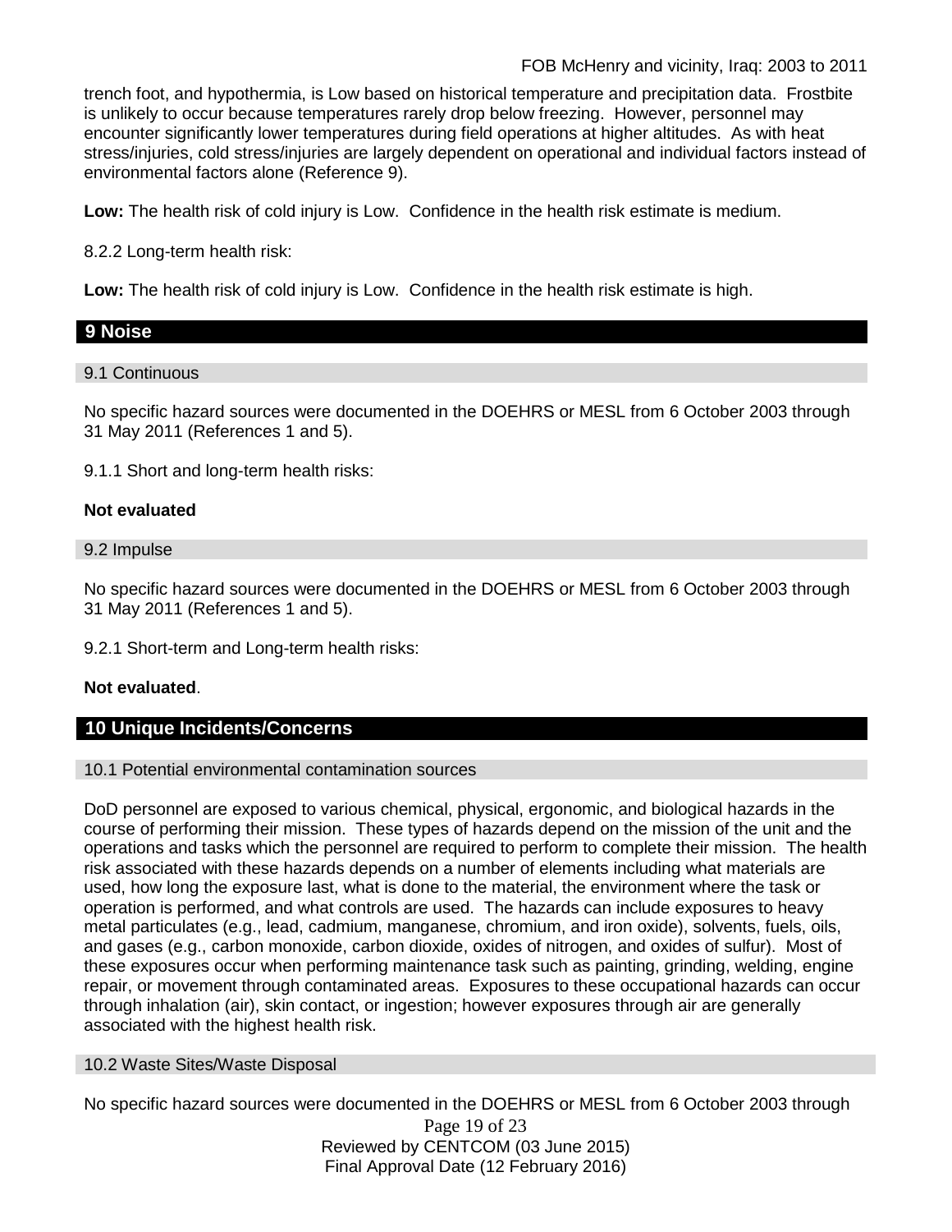trench foot, and hypothermia, is Low based on historical temperature and precipitation data. Frostbite is unlikely to occur because temperatures rarely drop below freezing. However, personnel may encounter significantly lower temperatures during field operations at higher altitudes. As with heat stress/injuries, cold stress/injuries are largely dependent on operational and individual factors instead of environmental factors alone (Reference 9).

**Low:** The health risk of cold injury is Low. Confidence in the health risk estimate is medium.

8.2.2 Long-term health risk:

**Low:** The health risk of cold injury is Low. Confidence in the health risk estimate is high.

## 9 Noise

### 9.1 Continuous

No specific hazard sources were documented in the DOEHRS or MESL from 6 October 2003 through 31 May 2011 (References 1 and 5).

9.1.1 Short and long-term health risks:

**Not evaluated**

### 9.2 Impulse

No specific hazard sources were documented in the DOEHRS or MESL from 6 October 2003 through 31 May 2011 (References 1 and 5).

9.2.1 Short-term and Long-term health risks:

**Not evaluated**.

## 10 Unique Incidents/Concerns

### 10.1 Potential environmental contamination sources

DoD personnel are exposed to various chemical, physical, ergonomic, and biological hazards in the course of performing their mission. These types of hazards depend on the mission of the unit and the operations and tasks which the personnel are required to perform to complete their mission. The health risk associated with these hazards depends on a number of elements including what materials are used, how long the exposure last, what is done to the material, the environment where the task or operation is performed, and what controls are used. The hazards can include exposures to heavy metal particulates (e.g., lead, cadmium, manganese, chromium, and iron oxide), solvents, fuels, oils, and gases (e.g., carbon monoxide, carbon dioxide, oxides of nitrogen, and oxides of sulfur). Most of these exposures occur when performing maintenance task such as painting, grinding, welding, engine repair, or movement through contaminated areas. Exposures to these occupational hazards can occur through inhalation (air), skin contact, or ingestion; however exposures through air are generally associated with the highest health risk.

### 10.2 Waste Sites/Waste Disposal

No specific hazard sources were documented in the DOEHRS or MESL from 6 October 2003 through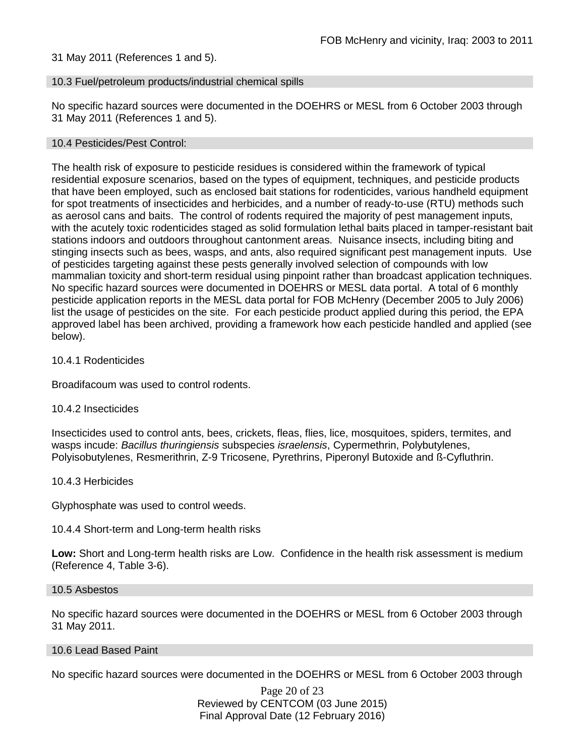31 May 2011 (References 1 and 5).

## 10.3 Fuel/petroleum products/industrial chemical spills

No specific hazard sources were documented in the DOEHRS or MESL from 6 October 2003 through 31 May 2011 (References 1 and 5).

## 10.4 Pesticides/Pest Control:

The health risk of exposure to pesticide residues is considered within the framework of typical residential exposure scenarios, based on the types of equipment, techniques, and pesticide products that have been employed, such as enclosed bait stations for rodenticides, various handheld equipment for spot treatments of insecticides and herbicides, and a number of ready-to-use (RTU) methods such as aerosol cans and baits. The control of rodents required the majority of pest management inputs, with the acutely toxic rodenticides staged as solid formulation lethal baits placed in tamper-resistant bait stations indoors and outdoors throughout cantonment areas. Nuisance insects, including biting and stinging insects such as bees, wasps, and ants, also required significant pest management inputs. Use of pesticides targeting against these pests generally involved selection of compounds with low mammalian toxicity and short-term residual using pinpoint rather than broadcast application techniques. No specific hazard sources were documented in DOEHRS or MESL data portal. A total of 6 monthly pesticide application reports in the MESL data portal for FOB McHenry (December 2005 to July 2006) list the usage of pesticides on the site. For each pesticide product applied during this period, the EPA approved label has been archived, providing a framework how each pesticide handled and applied (see below).

### 10.4.1 Rodenticides

Broadifacoum was used to control rodents.

### 10.4.2 Insecticides

Insecticides used to control ants, bees, crickets, fleas, flies, lice, mosquitoes, spiders, termites, and wasps incude: *Bacillus thuringiensis* subspecies *israelensis*, Cypermethrin, Polybutylenes, Polyisobutylenes, Resmerithrin, Z-9 Tricosene, Pyrethrins, Piperonyl Butoxide and ß-Cyfluthrin.

### 10.4.3 Herbicides

Glyphosphate was used to control weeds.

### 10.4.4 Short-term and Long-term health risks

**Low:** Short and Long-term health risks are Low. Confidence in the health risk assessment is medium (Reference 4, Table 3-6).

## 10.5 Asbestos

No specific hazard sources were documented in the DOEHRS or MESL from 6 October 2003 through 31 May 2011.

## 10.6 Lead Based Paint

No specific hazard sources were documented in the DOEHRS or MESL from 6 October 2003 through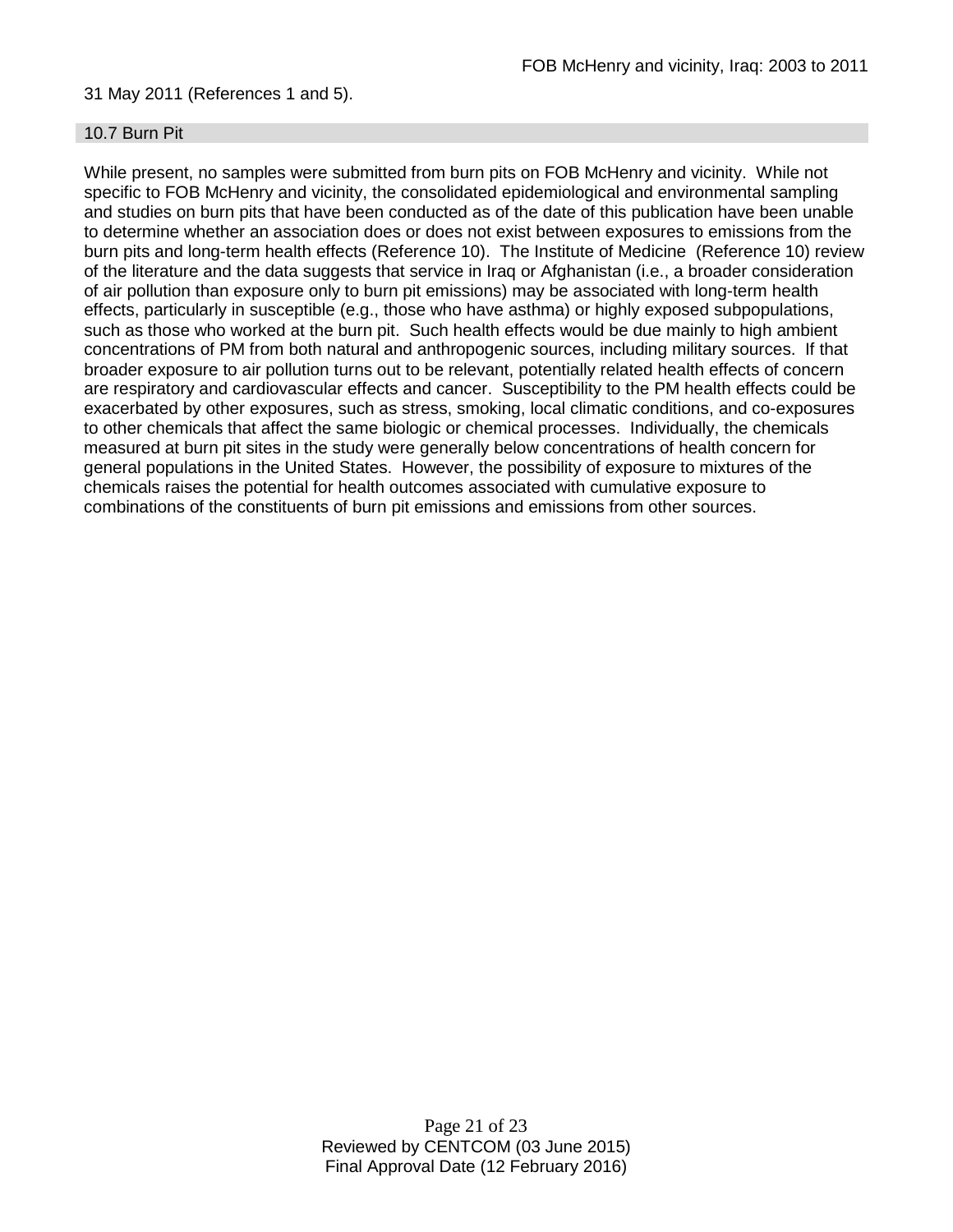31 May 2011 (References 1 and 5).

## 10.7 Burn Pit

While present, no samples were submitted from burn pits on FOB McHenry and vicinity. While not specific to FOB McHenry and vicinity, the consolidated epidemiological and environmental sampling and studies on burn pits that have been conducted as of the date of this publication have been unable to determine whether an association does or does not exist between exposures to emissions from the burn pits and long-term health effects (Reference 10). The Institute of Medicine (Reference 10) review of the literature and the data suggests that service in Iraq or Afghanistan (i.e., a broader consideration of air pollution than exposure only to burn pit emissions) may be associated with long-term health effects, particularly in susceptible (e.g., those who have asthma) or highly exposed subpopulations, such as those who worked at the burn pit. Such health effects would be due mainly to high ambient concentrations of PM from both natural and anthropogenic sources, including military sources. If that broader exposure to air pollution turns out to be relevant, potentially related health effects of concern are respiratory and cardiovascular effects and cancer. Susceptibility to the PM health effects could be exacerbated by other exposures, such as stress, smoking, local climatic conditions, and co-exposures to other chemicals that affect the same biologic or chemical processes. Individually, the chemicals measured at burn pit sites in the study were generally below concentrations of health concern for general populations in the United States. However, the possibility of exposure to mixtures of the chemicals raises the potential for health outcomes associated with cumulative exposure to combinations of the constituents of burn pit emissions and emissions from other sources.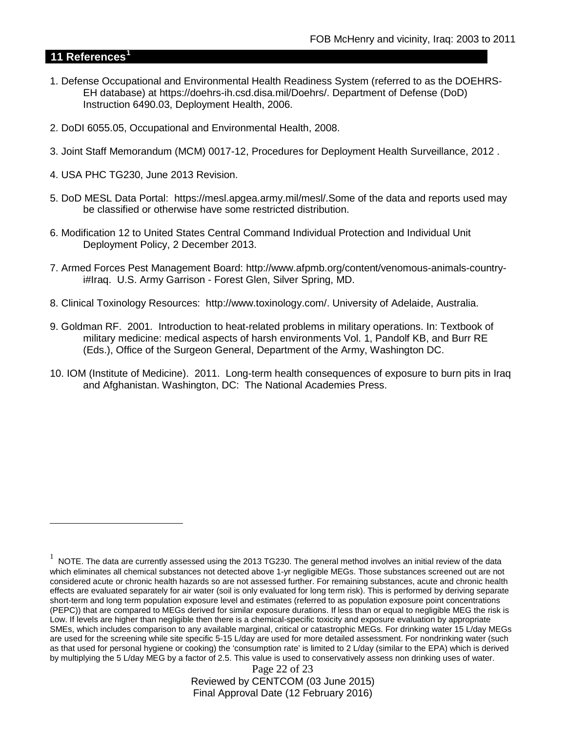## 11 References[1]

1. Defense Occupational and Environmental Health Readiness System (referred to as the DOEHRS-EH database) at https://doehrs-ih.csd.disa.mil/Doehrs/. Department of Defense (DoD) Instruction 6490.03, Deployment Health, 2006.

2. DoDI 6055.05, Occupational and Environmental Health, 2008.

3. Joint Staff Memorandum (MCM) 0017-12, Procedures for Deployment Health Surveillance, 2012 .

4. USA PHC TG230, June 2013 Revision.

5. DoD MESL Data Portal: https://mesl.apgea.army.mil/mesl/.Some of the data and reports used may be classified or otherwise have some restricted distribution.

6. Modification 12 to United States Central Command Individual Protection and Individual Unit Deployment Policy, 2 December 2013.

7. Armed Forces Pest Management Board: http://www.afpmb.org/content/venomous-animals-country-i#Iraq. U.S. Army Garrison - Forest Glen, Silver Spring, MD.

8. Clinical Toxinology Resources: http://www.toxinology.com/. University of Adelaide, Australia.

9. Goldman RF. 2001. Introduction to heat-related problems in military operations. In: Textbook of military medicine: medical aspects of harsh environments Vol. 1, Pandolf KB, and Burr RE (Eds.), Office of the Surgeon General, Department of the Army, Washington DC.

10. IOM (Institute of Medicine). 2011. Long-term health consequences of exposure to burn pits in Iraq and Afghanistan. Washington, DC: The National Academies Press.

---

[1] NOTE. The data are currently assessed using the 2013 TG230. The general method involves an initial review of the data which eliminates all chemical substances not detected above 1-yr negligible MEGs. Those substances screened out are not considered acute or chronic health hazards so are not assessed further. For remaining substances, acute and chronic health effects are evaluated separately for air water (soil is only evaluated for long term risk). This is performed by deriving separate short-term and long term population exposure level and estimates (referred to as population exposure point concentrations (PEPC)) that are compared to MEGs derived for similar exposure durations. If less than or equal to negligible MEG the risk is Low. If levels are higher than negligible then there is a chemical-specific toxicity and exposure evaluation by appropriate SMEs, which includes comparison to any available marginal, critical or catastrophic MEGs. For drinking water 15 L/day MEGs are used for the screening while site specific 5-15 L/day are used for more detailed assessment. For nondrinking water (such as that used for personal hygiene or cooking) the 'consumption rate' is limited to 2 L/day (similar to the EPA) which is derived by multiplying the 5 L/day MEG by a factor of 2.5. This value is used to conservatively assess non drinking uses of water.

Reviewed by CENTCOM (03 June 2015)
Final Approval Date (12 February 2016)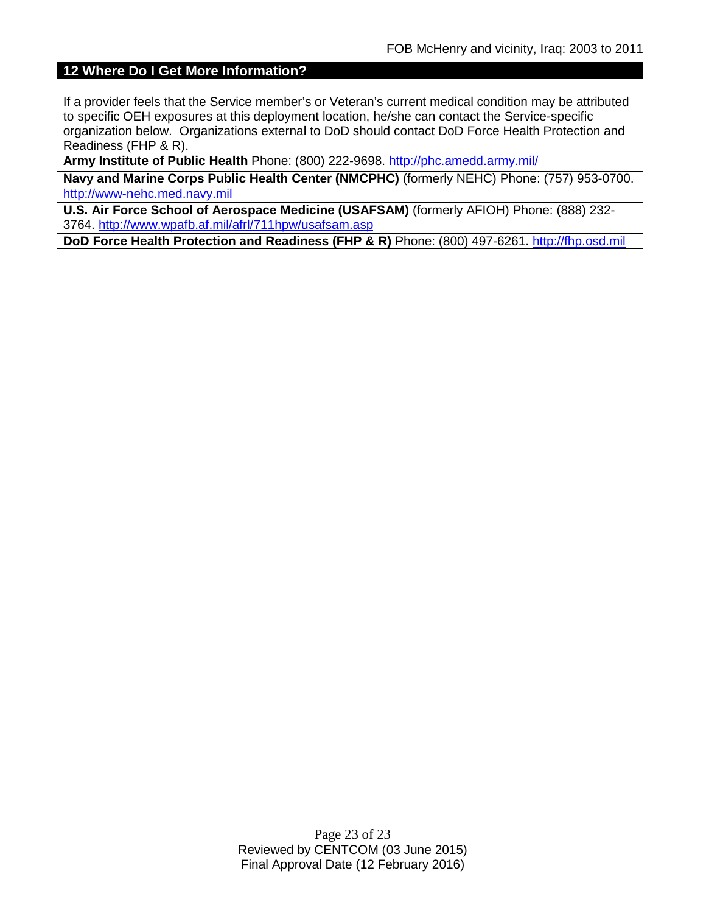## 12 Where Do I Get More Information?

If a provider feels that the Service member's or Veteran's current medical condition may be attributed to specific OEH exposures at this deployment location, he/she can contact the Service-specific organization below. Organizations external to DoD should contact DoD Force Health Protection and Readiness (FHP & R).

**Army Institute of Public Health** Phone: (800) 222-9698. http://phc.amedd.army.mil/

**Navy and Marine Corps Public Health Center (NMCPHC)** (formerly NEHC) Phone: (757) 953-0700. http://www-nehc.med.navy.mil

**U.S. Air Force School of Aerospace Medicine (USAFSAM)** (formerly AFIOH) Phone: (888) 232-3764. http://www.wpafb.af.mil/afrl/711hpw/usafsam.asp

**DoD Force Health Protection and Readiness (FHP & R)** Phone: (800) 497-6261. http://fhp.osd.mil

Reviewed by CENTCOM (03 June 2015)
Final Approval Date (12 February 2016)